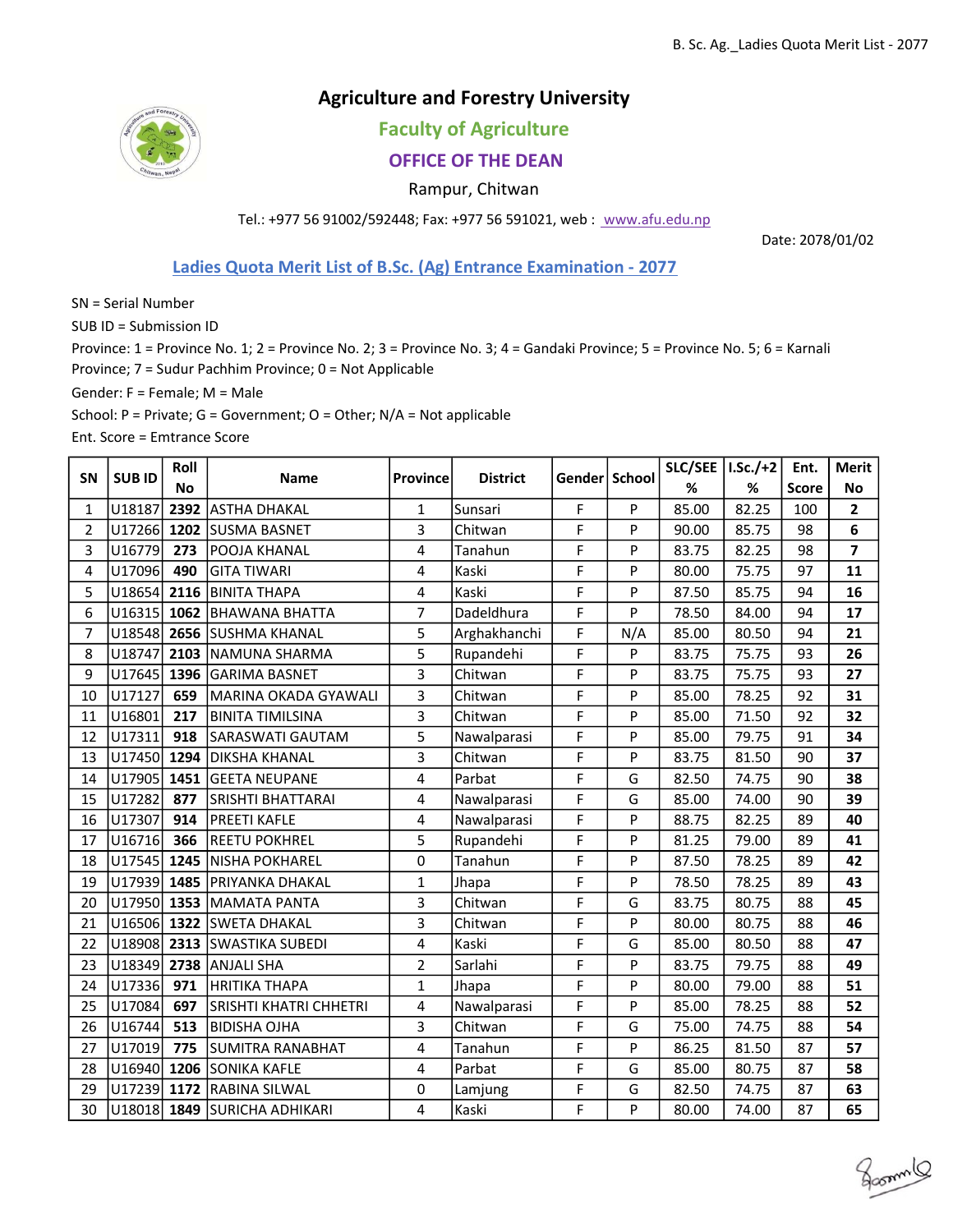# Agriculture and Forestry University

## Faculty of Agriculture

## OFFICE OF THE DEAN

Rampur, Chitwan

Tel.: +977 56 91002/592448; Fax: +977 56 591021, web : www.afu.edu.np

Date: 2078/01/02

## Ladies Quota Merit List of B.Sc. (Ag) Entrance Examination - 2077

SN = Serial Number

SUB ID = Submission ID

Province: 1 = Province No. 1; 2 = Province No. 2; 3 = Province No. 3; 4 = Gandaki Province; 5 = Province No. 5; 6 = Karnali Province; 7 = Sudur Pachhim Province; 0 = Not Applicable

Gender: F = Female; M = Male

School: P = Private; G = Government; O = Other; N/A = Not applicable

Ent. Score = Emtrance Score

| SN | SUB ID | Roll No | Name | Province | District | Gender | School | SLC/SEE % | I.Sc./+2 % | Ent. Score | Merit No |
|---|---|---|---|---|---|---|---|---|---|---|---|
| 1 | U18187 | **2392** | ASTHA DHAKAL | 1 | Sunsari | F | P | 85.00 | 82.25 | 100 | **2** |
| 2 | U17266 | **1202** | SUSMA BASNET | 3 | Chitwan | F | P | 90.00 | 85.75 | 98 | **6** |
| 3 | U16779 | **273** | POOJA KHANAL | 4 | Tanahun | F | P | 83.75 | 82.25 | 98 | **7** |
| 4 | U17096 | **490** | GITA TIWARI | 4 | Kaski | F | P | 80.00 | 75.75 | 97 | **11** |
| 5 | U18654 | **2116** | BINITA THAPA | 4 | Kaski | F | P | 87.50 | 85.75 | 94 | **16** |
| 6 | U16315 | **1062** | BHAWANA BHATTA | 7 | Dadeldhura | F | P | 78.50 | 84.00 | 94 | **17** |
| 7 | U18548 | **2656** | SUSHMA KHANAL | 5 | Arghakhanchi | F | N/A | 85.00 | 80.50 | 94 | **21** |
| 8 | U18747 | **2103** | NAMUNA SHARMA | 5 | Rupandehi | F | P | 83.75 | 75.75 | 93 | **26** |
| 9 | U17645 | **1396** | GARIMA BASNET | 3 | Chitwan | F | P | 83.75 | 75.75 | 93 | **27** |
| 10 | U17127 | **659** | MARINA OKADA GYAWALI | 3 | Chitwan | F | P | 85.00 | 78.25 | 92 | **31** |
| 11 | U16801 | **217** | BINITA TIMILSINA | 3 | Chitwan | F | P | 85.00 | 71.50 | 92 | **32** |
| 12 | U17311 | **918** | SARASWATI GAUTAM | 5 | Nawalparasi | F | P | 85.00 | 79.75 | 91 | **34** |
| 13 | U17450 | **1294** | DIKSHA KHANAL | 3 | Chitwan | F | P | 83.75 | 81.50 | 90 | **37** |
| 14 | U17905 | **1451** | GEETA NEUPANE | 4 | Parbat | F | G | 82.50 | 74.75 | 90 | **38** |
| 15 | U17282 | **877** | SRISHTI BHATTARAI | 4 | Nawalparasi | F | G | 85.00 | 74.00 | 90 | **39** |
| 16 | U17307 | **914** | PREETI KAFLE | 4 | Nawalparasi | F | P | 88.75 | 82.25 | 89 | **40** |
| 17 | U16716 | **366** | REETU POKHREL | 5 | Rupandehi | F | P | 81.25 | 79.00 | 89 | **41** |
| 18 | U17545 | **1245** | NISHA POKHAREL | 0 | Tanahun | F | P | 87.50 | 78.25 | 89 | **42** |
| 19 | U17939 | **1485** | PRIYANKA DHAKAL | 1 | Jhapa | F | P | 78.50 | 78.25 | 89 | **43** |
| 20 | U17950 | **1353** | MAMATA PANTA | 3 | Chitwan | F | G | 83.75 | 80.75 | 88 | **45** |
| 21 | U16506 | **1322** | SWETA DHAKAL | 3 | Chitwan | F | P | 80.00 | 80.75 | 88 | **46** |
| 22 | U18908 | **2313** | SWASTIKA SUBEDI | 4 | Kaski | F | G | 85.00 | 80.50 | 88 | **47** |
| 23 | U18349 | **2738** | ANJALI SHA | 2 | Sarlahi | F | P | 83.75 | 79.75 | 88 | **49** |
| 24 | U17336 | **971** | HRITIKA THAPA | 1 | Jhapa | F | P | 80.00 | 79.00 | 88 | **51** |
| 25 | U17084 | **697** | SRISHTI KHATRI CHHETRI | 4 | Nawalparasi | F | P | 85.00 | 78.25 | 88 | **52** |
| 26 | U16744 | **513** | BIDISHA OJHA | 3 | Chitwan | F | G | 75.00 | 74.75 | 88 | **54** |
| 27 | U17019 | **775** | SUMITRA RANABHAT | 4 | Tanahun | F | P | 86.25 | 81.50 | 87 | **57** |
| 28 | U16940 | **1206** | SONIKA KAFLE | 4 | Parbat | F | G | 85.00 | 80.75 | 87 | **58** |
| 29 | U17239 | **1172** | RABINA SILWAL | 0 | Lamjung | F | G | 82.50 | 74.75 | 87 | **63** |
| 30 | U18018 | **1849** | SURICHA ADHIKARI | 4 | Kaski | F | P | 80.00 | 74.00 | 87 | **65** |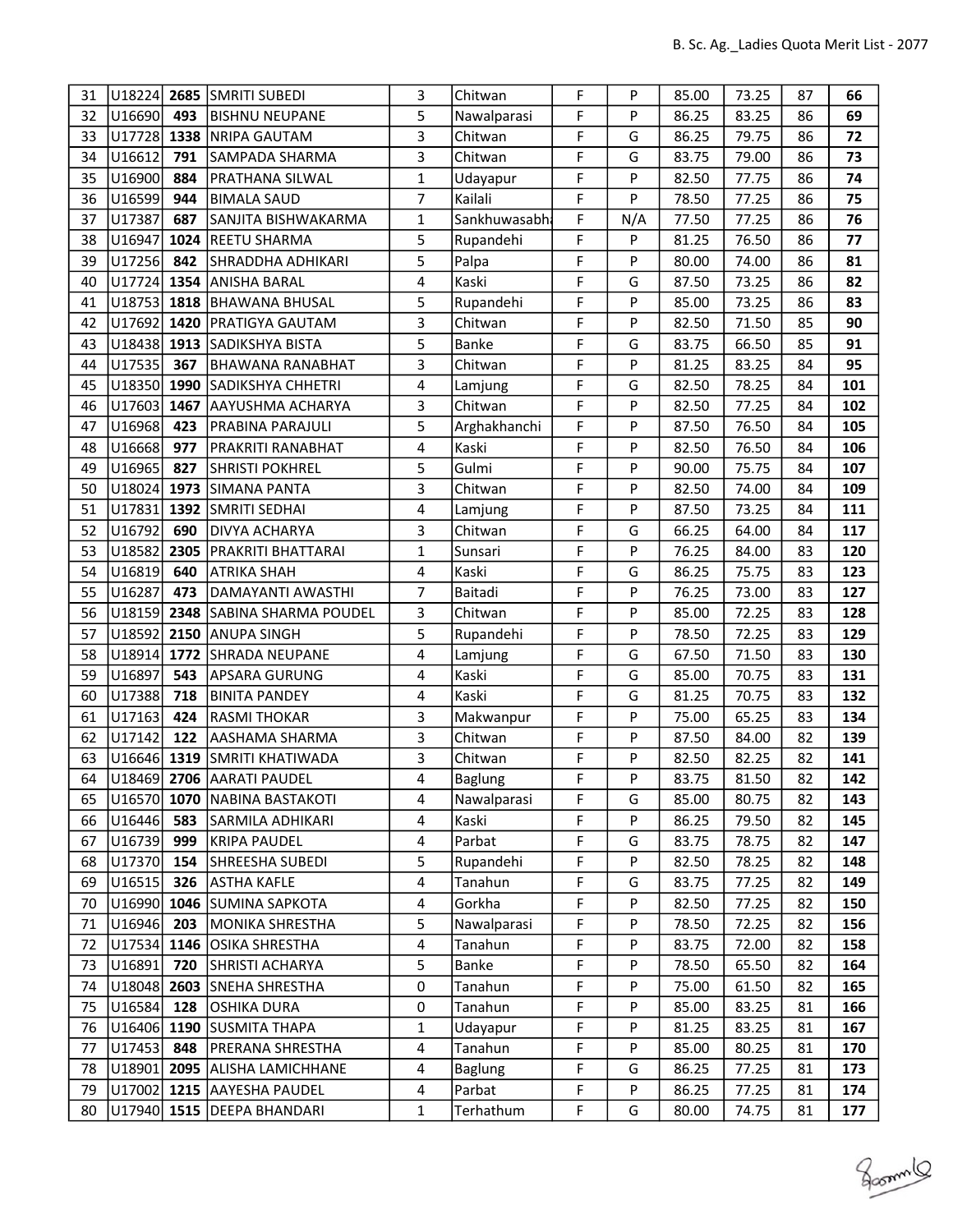| 31 | U18224 | **2685** | SMRITI SUBEDI | 3 | Chitwan | F | P | 85.00 | 73.25 | 87 | **66** |
|---|---|---|---|---|---|---|---|---|---|---|---|
| 32 | U16690 | **493** | BISHNU NEUPANE | 5 | Nawalparasi | F | P | 86.25 | 83.25 | 86 | **69** |
| 33 | U17728 | **1338** | NRIPA GAUTAM | 3 | Chitwan | F | G | 86.25 | 79.75 | 86 | **72** |
| 34 | U16612 | **791** | SAMPADA SHARMA | 3 | Chitwan | F | G | 83.75 | 79.00 | 86 | **73** |
| 35 | U16900 | **884** | PRATHANA SILWAL | 1 | Udayapur | F | P | 82.50 | 77.75 | 86 | **74** |
| 36 | U16599 | **944** | BIMALA SAUD | 7 | Kailali | F | P | 78.50 | 77.25 | 86 | **75** |
| 37 | U17387 | **687** | SANJITA BISHWAKARMA | 1 | Sankhuwasabha | F | N/A | 77.50 | 77.25 | 86 | **76** |
| 38 | U16947 | **1024** | REETU SHARMA | 5 | Rupandehi | F | P | 81.25 | 76.50 | 86 | **77** |
| 39 | U17256 | **842** | SHRADDHA ADHIKARI | 5 | Palpa | F | P | 80.00 | 74.00 | 86 | **81** |
| 40 | U17724 | **1354** | ANISHA BARAL | 4 | Kaski | F | G | 87.50 | 73.25 | 86 | **82** |
| 41 | U18753 | **1818** | BHAWANA BHUSAL | 5 | Rupandehi | F | P | 85.00 | 73.25 | 86 | **83** |
| 42 | U17692 | **1420** | PRATIGYA GAUTAM | 3 | Chitwan | F | P | 82.50 | 71.50 | 85 | **90** |
| 43 | U18438 | **1913** | SADIKSHYA BISTA | 5 | Banke | F | G | 83.75 | 66.50 | 85 | **91** |
| 44 | U17535 | **367** | BHAWANA RANABHAT | 3 | Chitwan | F | P | 81.25 | 83.25 | 84 | **95** |
| 45 | U18350 | **1990** | SADIKSHYA CHHETRI | 4 | Lamjung | F | G | 82.50 | 78.25 | 84 | **101** |
| 46 | U17603 | **1467** | AAYUSHMA ACHARYA | 3 | Chitwan | F | P | 82.50 | 77.25 | 84 | **102** |
| 47 | U16968 | **423** | PRABINA PARAJULI | 5 | Arghakhanchi | F | P | 87.50 | 76.50 | 84 | **105** |
| 48 | U16668 | **977** | PRAKRITI RANABHAT | 4 | Kaski | F | P | 82.50 | 76.50 | 84 | **106** |
| 49 | U16965 | **827** | SHRISTI POKHREL | 5 | Gulmi | F | P | 90.00 | 75.75 | 84 | **107** |
| 50 | U18024 | **1973** | SIMANA PANTA | 3 | Chitwan | F | P | 82.50 | 74.00 | 84 | **109** |
| 51 | U17831 | **1392** | SMRITI SEDHAI | 4 | Lamjung | F | P | 87.50 | 73.25 | 84 | **111** |
| 52 | U16792 | **690** | DIVYA ACHARYA | 3 | Chitwan | F | G | 66.25 | 64.00 | 84 | **117** |
| 53 | U18582 | **2305** | PRAKRITI BHATTARAI | 1 | Sunsari | F | P | 76.25 | 84.00 | 83 | **120** |
| 54 | U16819 | **640** | ATRIKA SHAH | 4 | Kaski | F | G | 86.25 | 75.75 | 83 | **123** |
| 55 | U16287 | **473** | DAMAYANTI AWASTHI | 7 | Baitadi | F | P | 76.25 | 73.00 | 83 | **127** |
| 56 | U18159 | **2348** | SABINA SHARMA POUDEL | 3 | Chitwan | F | P | 85.00 | 72.25 | 83 | **128** |
| 57 | U18592 | **2150** | ANUPA SINGH | 5 | Rupandehi | F | P | 78.50 | 72.25 | 83 | **129** |
| 58 | U18914 | **1772** | SHRADA NEUPANE | 4 | Lamjung | F | G | 67.50 | 71.50 | 83 | **130** |
| 59 | U16897 | **543** | APSARA GURUNG | 4 | Kaski | F | G | 85.00 | 70.75 | 83 | **131** |
| 60 | U17388 | **718** | BINITA PANDEY | 4 | Kaski | F | G | 81.25 | 70.75 | 83 | **132** |
| 61 | U17163 | **424** | RASMI THOKAR | 3 | Makwanpur | F | P | 75.00 | 65.25 | 83 | **134** |
| 62 | U17142 | **122** | AASHAMA SHARMA | 3 | Chitwan | F | P | 87.50 | 84.00 | 82 | **139** |
| 63 | U16646 | **1319** | SMRITI KHATIWADA | 3 | Chitwan | F | P | 82.50 | 82.25 | 82 | **141** |
| 64 | U18469 | **2706** | AARATI PAUDEL | 4 | Baglung | F | P | 83.75 | 81.50 | 82 | **142** |
| 65 | U16570 | **1070** | NABINA BASTAKOTI | 4 | Nawalparasi | F | G | 85.00 | 80.75 | 82 | **143** |
| 66 | U16446 | **583** | SARMILA ADHIKARI | 4 | Kaski | F | P | 86.25 | 79.50 | 82 | **145** |
| 67 | U16739 | **999** | KRIPA PAUDEL | 4 | Parbat | F | G | 83.75 | 78.75 | 82 | **147** |
| 68 | U17370 | **154** | SHREESHA SUBEDI | 5 | Rupandehi | F | P | 82.50 | 78.25 | 82 | **148** |
| 69 | U16515 | **326** | ASTHA KAFLE | 4 | Tanahun | F | G | 83.75 | 77.25 | 82 | **149** |
| 70 | U16990 | **1046** | SUMINA SAPKOTA | 4 | Gorkha | F | P | 82.50 | 77.25 | 82 | **150** |
| 71 | U16946 | **203** | MONIKA SHRESTHA | 5 | Nawalparasi | F | P | 78.50 | 72.25 | 82 | **156** |
| 72 | U17534 | **1146** | OSIKA SHRESTHA | 4 | Tanahun | F | P | 83.75 | 72.00 | 82 | **158** |
| 73 | U16891 | **720** | SHRISTI ACHARYA | 5 | Banke | F | P | 78.50 | 65.50 | 82 | **164** |
| 74 | U18048 | **2603** | SNEHA SHRESTHA | 0 | Tanahun | F | P | 75.00 | 61.50 | 82 | **165** |
| 75 | U16584 | **128** | OSHIKA DURA | 0 | Tanahun | F | P | 85.00 | 83.25 | 81 | **166** |
| 76 | U16406 | **1190** | SUSMITA THAPA | 1 | Udayapur | F | P | 81.25 | 83.25 | 81 | **167** |
| 77 | U17453 | **848** | PRERANA SHRESTHA | 4 | Tanahun | F | P | 85.00 | 80.25 | 81 | **170** |
| 78 | U18901 | **2095** | ALISHA LAMICHHANE | 4 | Baglung | F | G | 86.25 | 77.25 | 81 | **173** |
| 79 | U17002 | **1215** | AAYESHA PAUDEL | 4 | Parbat | F | P | 86.25 | 77.25 | 81 | **174** |
| 80 | U17940 | **1515** | DEEPA BHANDARI | 1 | Terhathum | F | G | 80.00 | 74.75 | 81 | **177** |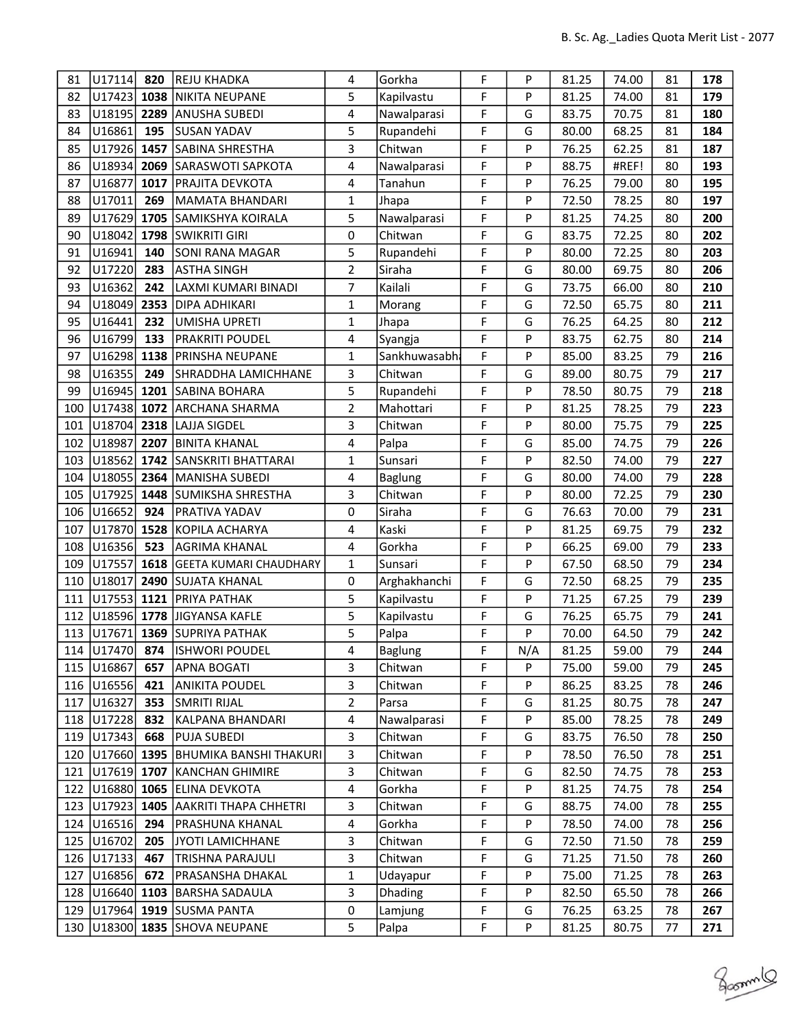| | | | | | | | | | | | |
|---|---|---|---|---|---|---|---|---|---|---|---|
| 81 | U17114 | **820** | REJU KHADKA | 4 | Gorkha | F | P | 81.25 | 74.00 | 81 | **178** |
| 82 | U17423 | **1038** | NIKITA NEUPANE | 5 | Kapilvastu | F | P | 81.25 | 74.00 | 81 | **179** |
| 83 | U18195 | **2289** | ANUSHA SUBEDI | 4 | Nawalparasi | F | G | 83.75 | 70.75 | 81 | **180** |
| 84 | U16861 | **195** | SUSAN YADAV | 5 | Rupandehi | F | G | 80.00 | 68.25 | 81 | **184** |
| 85 | U17926 | **1457** | SABINA SHRESTHA | 3 | Chitwan | F | P | 76.25 | 62.25 | 81 | **187** |
| 86 | U18934 | **2069** | SARASWOTI SAPKOTA | 4 | Nawalparasi | F | P | 88.75 | #REF! | 80 | **193** |
| 87 | U16877 | **1017** | PRAJITA DEVKOTA | 4 | Tanahun | F | P | 76.25 | 79.00 | 80 | **195** |
| 88 | U17011 | **269** | MAMATA BHANDARI | 1 | Jhapa | F | P | 72.50 | 78.25 | 80 | **197** |
| 89 | U17629 | **1705** | SAMIKSHYA KOIRALA | 5 | Nawalparasi | F | P | 81.25 | 74.25 | 80 | **200** |
| 90 | U18042 | **1798** | SWIKRITI GIRI | 0 | Chitwan | F | G | 83.75 | 72.25 | 80 | **202** |
| 91 | U16941 | **140** | SONI RANA MAGAR | 5 | Rupandehi | F | P | 80.00 | 72.25 | 80 | **203** |
| 92 | U17220 | **283** | ASTHA SINGH | 2 | Siraha | F | G | 80.00 | 69.75 | 80 | **206** |
| 93 | U16362 | **242** | LAXMI KUMARI BINADI | 7 | Kailali | F | G | 73.75 | 66.00 | 80 | **210** |
| 94 | U18049 | **2353** | DIPA ADHIKARI | 1 | Morang | F | G | 72.50 | 65.75 | 80 | **211** |
| 95 | U16441 | **232** | UMISHA UPRETI | 1 | Jhapa | F | G | 76.25 | 64.25 | 80 | **212** |
| 96 | U16799 | **133** | PRAKRITI POUDEL | 4 | Syangja | F | P | 83.75 | 62.75 | 80 | **214** |
| 97 | U16298 | **1138** | PRINSHA NEUPANE | 1 | Sankhuwasabha | F | P | 85.00 | 83.25 | 79 | **216** |
| 98 | U16355 | **249** | SHRADDHA LAMICHHANE | 3 | Chitwan | F | G | 89.00 | 80.75 | 79 | **217** |
| 99 | U16945 | **1201** | SABINA BOHARA | 5 | Rupandehi | F | P | 78.50 | 80.75 | 79 | **218** |
| 100 | U17438 | **1072** | ARCHANA SHARMA | 2 | Mahottari | F | P | 81.25 | 78.25 | 79 | **223** |
| 101 | U18704 | **2318** | LAJJA SIGDEL | 3 | Chitwan | F | P | 80.00 | 75.75 | 79 | **225** |
| 102 | U18987 | **2207** | BINITA KHANAL | 4 | Palpa | F | G | 85.00 | 74.75 | 79 | **226** |
| 103 | U18562 | **1742** | SANSKRITI BHATTARAI | 1 | Sunsari | F | P | 82.50 | 74.00 | 79 | **227** |
| 104 | U18055 | **2364** | MANISHA SUBEDI | 4 | Baglung | F | G | 80.00 | 74.00 | 79 | **228** |
| 105 | U17925 | **1448** | SUMIKSHA SHRESTHA | 3 | Chitwan | F | P | 80.00 | 72.25 | 79 | **230** |
| 106 | U16652 | **924** | PRATIVA YADAV | 0 | Siraha | F | G | 76.63 | 70.00 | 79 | **231** |
| 107 | U17870 | **1528** | KOPILA ACHARYA | 4 | Kaski | F | P | 81.25 | 69.75 | 79 | **232** |
| 108 | U16356 | **523** | AGRIMA KHANAL | 4 | Gorkha | F | P | 66.25 | 69.00 | 79 | **233** |
| 109 | U17557 | **1618** | GEETA KUMARI CHAUDHARY | 1 | Sunsari | F | P | 67.50 | 68.50 | 79 | **234** |
| 110 | U18017 | **2490** | SUJATA KHANAL | 0 | Arghakhanchi | F | G | 72.50 | 68.25 | 79 | **235** |
| 111 | U17553 | **1121** | PRIYA PATHAK | 5 | Kapilvastu | F | P | 71.25 | 67.25 | 79 | **239** |
| 112 | U18596 | **1778** | JIGYANSA KAFLE | 5 | Kapilvastu | F | G | 76.25 | 65.75 | 79 | **241** |
| 113 | U17671 | **1369** | SUPRIYA PATHAK | 5 | Palpa | F | P | 70.00 | 64.50 | 79 | **242** |
| 114 | U17470 | **874** | ISHWORI POUDEL | 4 | Baglung | F | N/A | 81.25 | 59.00 | 79 | **244** |
| 115 | U16867 | **657** | APNA BOGATI | 3 | Chitwan | F | P | 75.00 | 59.00 | 79 | **245** |
| 116 | U16556 | **421** | ANIKITA POUDEL | 3 | Chitwan | F | P | 86.25 | 83.25 | 78 | **246** |
| 117 | U16327 | **353** | SMRITI RIJAL | 2 | Parsa | F | G | 81.25 | 80.75 | 78 | **247** |
| 118 | U17228 | **832** | KALPANA BHANDARI | 4 | Nawalparasi | F | P | 85.00 | 78.25 | 78 | **249** |
| 119 | U17343 | **668** | PUJA SUBEDI | 3 | Chitwan | F | G | 83.75 | 76.50 | 78 | **250** |
| 120 | U17660 | **1395** | BHUMIKA BANSHI THAKURI | 3 | Chitwan | F | P | 78.50 | 76.50 | 78 | **251** |
| 121 | U17619 | **1707** | KANCHAN GHIMIRE | 3 | Chitwan | F | G | 82.50 | 74.75 | 78 | **253** |
| 122 | U16880 | **1065** | ELINA DEVKOTA | 4 | Gorkha | F | P | 81.25 | 74.75 | 78 | **254** |
| 123 | U17923 | **1405** | AAKRITI THAPA CHHETRI | 3 | Chitwan | F | G | 88.75 | 74.00 | 78 | **255** |
| 124 | U16516 | **294** | PRASHUNA KHANAL | 4 | Gorkha | F | P | 78.50 | 74.00 | 78 | **256** |
| 125 | U16702 | **205** | JYOTI LAMICHHANE | 3 | Chitwan | F | G | 72.50 | 71.50 | 78 | **259** |
| 126 | U17133 | **467** | TRISHNA PARAJULI | 3 | Chitwan | F | G | 71.25 | 71.50 | 78 | **260** |
| 127 | U16856 | **672** | PRASANSHA DHAKAL | 1 | Udayapur | F | P | 75.00 | 71.25 | 78 | **263** |
| 128 | U16640 | **1103** | BARSHA SADAULA | 3 | Dhading | F | P | 82.50 | 65.50 | 78 | **266** |
| 129 | U17964 | **1919** | SUSMA PANTA | 0 | Lamjung | F | G | 76.25 | 63.25 | 78 | **267** |
| 130 | U18300 | **1835** | SHOVA NEUPANE | 5 | Palpa | F | P | 81.25 | 80.75 | 77 | **271** |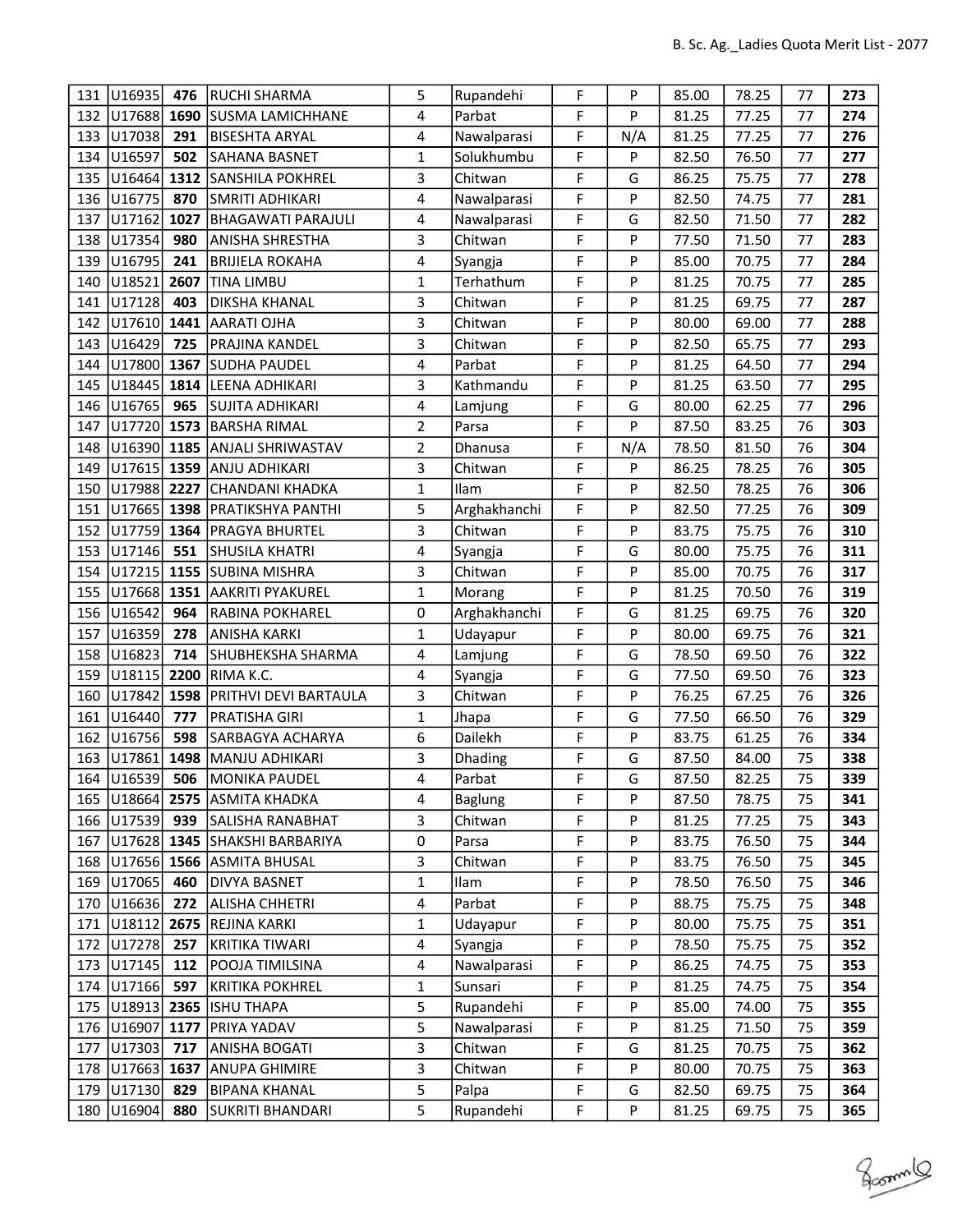| | | | | | | | | | | | |
|---|---|---|---|---|---|---|---|---|---|---|---|
| 131 | U16935 | **476** | RUCHI SHARMA | 5 | Rupandehi | F | P | 85.00 | 78.25 | 77 | **273** |
| 132 | U17688 | **1690** | SUSMA LAMICHHANE | 4 | Parbat | F | P | 81.25 | 77.25 | 77 | **274** |
| 133 | U17038 | **291** | BISESHTA ARYAL | 4 | Nawalparasi | F | N/A | 81.25 | 77.25 | 77 | **276** |
| 134 | U16597 | **502** | SAHANA BASNET | 1 | Solukhumbu | F | P | 82.50 | 76.50 | 77 | **277** |
| 135 | U16464 | **1312** | SANSHILA POKHREL | 3 | Chitwan | F | G | 86.25 | 75.75 | 77 | **278** |
| 136 | U16775 | **870** | SMRITI ADHIKARI | 4 | Nawalparasi | F | P | 82.50 | 74.75 | 77 | **281** |
| 137 | U17162 | **1027** | BHAGAWATI PARAJULI | 4 | Nawalparasi | F | G | 82.50 | 71.50 | 77 | **282** |
| 138 | U17354 | **980** | ANISHA SHRESTHA | 3 | Chitwan | F | P | 77.50 | 71.50 | 77 | **283** |
| 139 | U16795 | **241** | BRIJIELA ROKAHA | 4 | Syangja | F | P | 85.00 | 70.75 | 77 | **284** |
| 140 | U18521 | **2607** | TINA LIMBU | 1 | Terhathum | F | P | 81.25 | 70.75 | 77 | **285** |
| 141 | U17128 | **403** | DIKSHA KHANAL | 3 | Chitwan | F | P | 81.25 | 69.75 | 77 | **287** |
| 142 | U17610 | **1441** | AARATI OJHA | 3 | Chitwan | F | P | 80.00 | 69.00 | 77 | **288** |
| 143 | U16429 | **725** | PRAJINA KANDEL | 3 | Chitwan | F | P | 82.50 | 65.75 | 77 | **293** |
| 144 | U17800 | **1367** | SUDHA PAUDEL | 4 | Parbat | F | P | 81.25 | 64.50 | 77 | **294** |
| 145 | U18445 | **1814** | LEENA ADHIKARI | 3 | Kathmandu | F | P | 81.25 | 63.50 | 77 | **295** |
| 146 | U16765 | **965** | SUJITA ADHIKARI | 4 | Lamjung | F | G | 80.00 | 62.25 | 77 | **296** |
| 147 | U17720 | **1573** | BARSHA RIMAL | 2 | Parsa | F | P | 87.50 | 83.25 | 76 | **303** |
| 148 | U16390 | **1185** | ANJALI SHRIWASTAV | 2 | Dhanusa | F | N/A | 78.50 | 81.50 | 76 | **304** |
| 149 | U17615 | **1359** | ANJU ADHIKARI | 3 | Chitwan | F | P | 86.25 | 78.25 | 76 | **305** |
| 150 | U17988 | **2227** | CHANDANI KHADKA | 1 | Ilam | F | P | 82.50 | 78.25 | 76 | **306** |
| 151 | U17665 | **1398** | PRATIKSHYA PANTHI | 5 | Arghakhanchi | F | P | 82.50 | 77.25 | 76 | **309** |
| 152 | U17759 | **1364** | PRAGYA BHURTEL | 3 | Chitwan | F | P | 83.75 | 75.75 | 76 | **310** |
| 153 | U17146 | **551** | SHUSILA KHATRI | 4 | Syangja | F | G | 80.00 | 75.75 | 76 | **311** |
| 154 | U17215 | **1155** | SUBINA MISHRA | 3 | Chitwan | F | P | 85.00 | 70.75 | 76 | **317** |
| 155 | U17668 | **1351** | AAKRITI PYAKUREL | 1 | Morang | F | P | 81.25 | 70.50 | 76 | **319** |
| 156 | U16542 | **964** | RABINA POKHAREL | 0 | Arghakhanchi | F | G | 81.25 | 69.75 | 76 | **320** |
| 157 | U16359 | **278** | ANISHA KARKI | 1 | Udayapur | F | P | 80.00 | 69.75 | 76 | **321** |
| 158 | U16823 | **714** | SHUBHEKSHA SHARMA | 4 | Lamjung | F | G | 78.50 | 69.50 | 76 | **322** |
| 159 | U18115 | **2200** | RIMA K.C. | 4 | Syangja | F | G | 77.50 | 69.50 | 76 | **323** |
| 160 | U17842 | **1598** | PRITHVI DEVI BARTAULA | 3 | Chitwan | F | P | 76.25 | 67.25 | 76 | **326** |
| 161 | U16440 | **777** | PRATISHA GIRI | 1 | Jhapa | F | G | 77.50 | 66.50 | 76 | **329** |
| 162 | U16756 | **598** | SARBAGYA ACHARYA | 6 | Dailekh | F | P | 83.75 | 61.25 | 76 | **334** |
| 163 | U17861 | **1498** | MANJU ADHIKARI | 3 | Dhading | F | G | 87.50 | 84.00 | 75 | **338** |
| 164 | U16539 | **506** | MONIKA PAUDEL | 4 | Parbat | F | G | 87.50 | 82.25 | 75 | **339** |
| 165 | U18664 | **2575** | ASMITA KHADKA | 4 | Baglung | F | P | 87.50 | 78.75 | 75 | **341** |
| 166 | U17539 | **939** | SALISHA RANABHAT | 3 | Chitwan | F | P | 81.25 | 77.25 | 75 | **343** |
| 167 | U17628 | **1345** | SHAKSHI BARBARIYA | 0 | Parsa | F | P | 83.75 | 76.50 | 75 | **344** |
| 168 | U17656 | **1566** | ASMITA BHUSAL | 3 | Chitwan | F | P | 83.75 | 76.50 | 75 | **345** |
| 169 | U17065 | **460** | DIVYA BASNET | 1 | Ilam | F | P | 78.50 | 76.50 | 75 | **346** |
| 170 | U16636 | **272** | ALISHA CHHETRI | 4 | Parbat | F | P | 88.75 | 75.75 | 75 | **348** |
| 171 | U18112 | **2675** | REJINA KARKI | 1 | Udayapur | F | P | 80.00 | 75.75 | 75 | **351** |
| 172 | U17278 | **257** | KRITIKA TIWARI | 4 | Syangja | F | P | 78.50 | 75.75 | 75 | **352** |
| 173 | U17145 | **112** | POOJA TIMILSINA | 4 | Nawalparasi | F | P | 86.25 | 74.75 | 75 | **353** |
| 174 | U17166 | **597** | KRITIKA POKHREL | 1 | Sunsari | F | P | 81.25 | 74.75 | 75 | **354** |
| 175 | U18913 | **2365** | ISHU THAPA | 5 | Rupandehi | F | P | 85.00 | 74.00 | 75 | **355** |
| 176 | U16907 | **1177** | PRIYA YADAV | 5 | Nawalparasi | F | P | 81.25 | 71.50 | 75 | **359** |
| 177 | U17303 | **717** | ANISHA BOGATI | 3 | Chitwan | F | G | 81.25 | 70.75 | 75 | **362** |
| 178 | U17663 | **1637** | ANUPA GHIMIRE | 3 | Chitwan | F | P | 80.00 | 70.75 | 75 | **363** |
| 179 | U17130 | **829** | BIPANA KHANAL | 5 | Palpa | F | G | 82.50 | 69.75 | 75 | **364** |
| 180 | U16904 | **880** | SUKRITI BHANDARI | 5 | Rupandehi | F | P | 81.25 | 69.75 | 75 | **365** |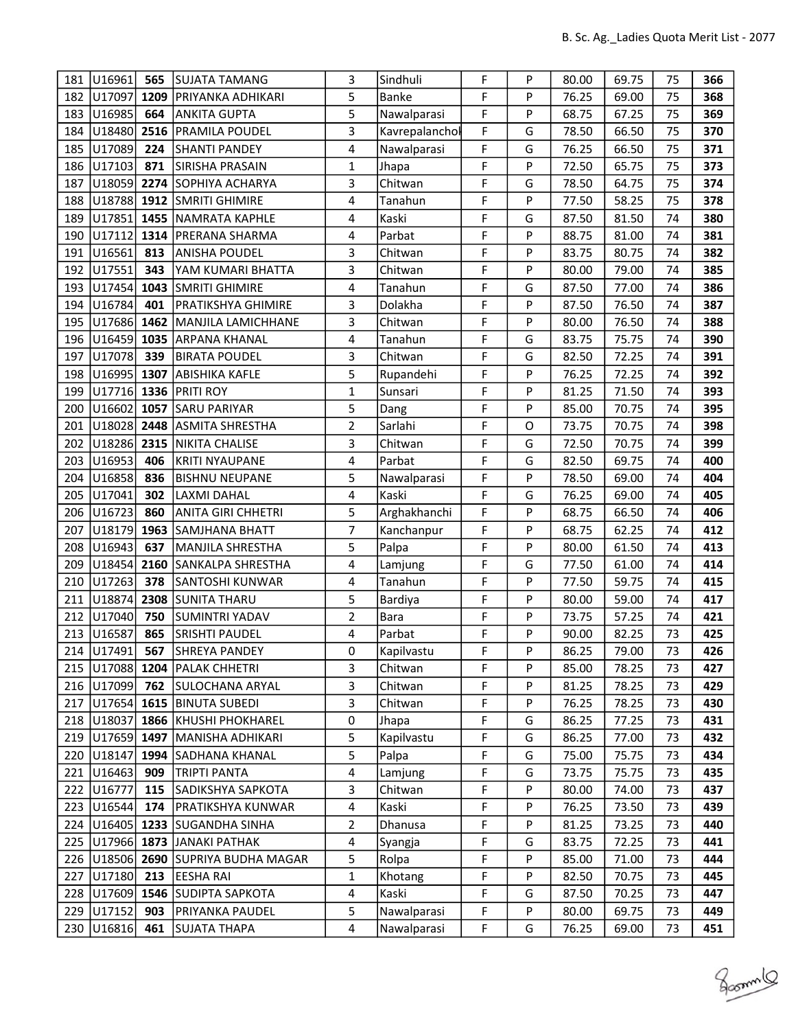| | | | | | | | | | | | |
|---|---|---|---|---|---|---|---|---|---|---|---|
| 181 | U16961 | **565** | SUJATA TAMANG | 3 | Sindhuli | F | P | 80.00 | 69.75 | 75 | **366** |
| 182 | U17097 | **1209** | PRIYANKA ADHIKARI | 5 | Banke | F | P | 76.25 | 69.00 | 75 | **368** |
| 183 | U16985 | **664** | ANKITA GUPTA | 5 | Nawalparasi | F | P | 68.75 | 67.25 | 75 | **369** |
| 184 | U18480 | **2516** | PRAMILA POUDEL | 3 | Kavrepalanchok | F | G | 78.50 | 66.50 | 75 | **370** |
| 185 | U17089 | **224** | SHANTI PANDEY | 4 | Nawalparasi | F | G | 76.25 | 66.50 | 75 | **371** |
| 186 | U17103 | **871** | SIRISHA PRASAIN | 1 | Jhapa | F | P | 72.50 | 65.75 | 75 | **373** |
| 187 | U18059 | **2274** | SOPHIYA ACHARYA | 3 | Chitwan | F | G | 78.50 | 64.75 | 75 | **374** |
| 188 | U18788 | **1912** | SMRITI GHIMIRE | 4 | Tanahun | F | P | 77.50 | 58.25 | 75 | **378** |
| 189 | U17851 | **1455** | NAMRATA KAPHLE | 4 | Kaski | F | G | 87.50 | 81.50 | 74 | **380** |
| 190 | U17112 | **1314** | PRERANA SHARMA | 4 | Parbat | F | P | 88.75 | 81.00 | 74 | **381** |
| 191 | U16561 | **813** | ANISHA POUDEL | 3 | Chitwan | F | P | 83.75 | 80.75 | 74 | **382** |
| 192 | U17551 | **343** | YAM KUMARI BHATTA | 3 | Chitwan | F | P | 80.00 | 79.00 | 74 | **385** |
| 193 | U17454 | **1043** | SMRITI GHIMIRE | 4 | Tanahun | F | G | 87.50 | 77.00 | 74 | **386** |
| 194 | U16784 | **401** | PRATIKSHYA GHIMIRE | 3 | Dolakha | F | P | 87.50 | 76.50 | 74 | **387** |
| 195 | U17686 | **1462** | MANJILA LAMICHHANE | 3 | Chitwan | F | P | 80.00 | 76.50 | 74 | **388** |
| 196 | U16459 | **1035** | ARPANA KHANAL | 4 | Tanahun | F | G | 83.75 | 75.75 | 74 | **390** |
| 197 | U17078 | **339** | BIRATA POUDEL | 3 | Chitwan | F | G | 82.50 | 72.25 | 74 | **391** |
| 198 | U16995 | **1307** | ABISHIKA KAFLE | 5 | Rupandehi | F | P | 76.25 | 72.25 | 74 | **392** |
| 199 | U17716 | **1336** | PRITI ROY | 1 | Sunsari | F | P | 81.25 | 71.50 | 74 | **393** |
| 200 | U16602 | **1057** | SARU PARIYAR | 5 | Dang | F | P | 85.00 | 70.75 | 74 | **395** |
| 201 | U18028 | **2448** | ASMITA SHRESTHA | 2 | Sarlahi | F | O | 73.75 | 70.75 | 74 | **398** |
| 202 | U18286 | **2315** | NIKITA CHALISE | 3 | Chitwan | F | G | 72.50 | 70.75 | 74 | **399** |
| 203 | U16953 | **406** | KRITI NYAUPANE | 4 | Parbat | F | G | 82.50 | 69.75 | 74 | **400** |
| 204 | U16858 | **836** | BISHNU NEUPANE | 5 | Nawalparasi | F | P | 78.50 | 69.00 | 74 | **404** |
| 205 | U17041 | **302** | LAXMI DAHAL | 4 | Kaski | F | G | 76.25 | 69.00 | 74 | **405** |
| 206 | U16723 | **860** | ANITA GIRI CHHETRI | 5 | Arghakhanchi | F | P | 68.75 | 66.50 | 74 | **406** |
| 207 | U18179 | **1963** | SAMJHANA BHATT | 7 | Kanchanpur | F | P | 68.75 | 62.25 | 74 | **412** |
| 208 | U16943 | **637** | MANJILA SHRESTHA | 5 | Palpa | F | P | 80.00 | 61.50 | 74 | **413** |
| 209 | U18454 | **2160** | SANKALPA SHRESTHA | 4 | Lamjung | F | G | 77.50 | 61.00 | 74 | **414** |
| 210 | U17263 | **378** | SANTOSHI KUNWAR | 4 | Tanahun | F | P | 77.50 | 59.75 | 74 | **415** |
| 211 | U18874 | **2308** | SUNITA THARU | 5 | Bardiya | F | P | 80.00 | 59.00 | 74 | **417** |
| 212 | U17040 | **750** | SUMINTRI YADAV | 2 | Bara | F | P | 73.75 | 57.25 | 74 | **421** |
| 213 | U16587 | **865** | SRISHTI PAUDEL | 4 | Parbat | F | P | 90.00 | 82.25 | 73 | **425** |
| 214 | U17491 | **567** | SHREYA PANDEY | 0 | Kapilvastu | F | P | 86.25 | 79.00 | 73 | **426** |
| 215 | U17088 | **1204** | PALAK CHHETRI | 3 | Chitwan | F | P | 85.00 | 78.25 | 73 | **427** |
| 216 | U17099 | **762** | SULOCHANA ARYAL | 3 | Chitwan | F | P | 81.25 | 78.25 | 73 | **429** |
| 217 | U17654 | **1615** | BINUTA SUBEDI | 3 | Chitwan | F | P | 76.25 | 78.25 | 73 | **430** |
| 218 | U18037 | **1866** | KHUSHI PHOKHAREL | 0 | Jhapa | F | G | 86.25 | 77.25 | 73 | **431** |
| 219 | U17659 | **1497** | MANISHA ADHIKARI | 5 | Kapilvastu | F | G | 86.25 | 77.00 | 73 | **432** |
| 220 | U18147 | **1994** | SADHANA KHANAL | 5 | Palpa | F | G | 75.00 | 75.75 | 73 | **434** |
| 221 | U16463 | **909** | TRIPTI PANTA | 4 | Lamjung | F | G | 73.75 | 75.75 | 73 | **435** |
| 222 | U16777 | **115** | SADIKSHYA SAPKOTA | 3 | Chitwan | F | P | 80.00 | 74.00 | 73 | **437** |
| 223 | U16544 | **174** | PRATIKSHYA KUNWAR | 4 | Kaski | F | P | 76.25 | 73.50 | 73 | **439** |
| 224 | U16405 | **1233** | SUGANDHA SINHA | 2 | Dhanusa | F | P | 81.25 | 73.25 | 73 | **440** |
| 225 | U17966 | **1873** | JANAKI PATHAK | 4 | Syangja | F | G | 83.75 | 72.25 | 73 | **441** |
| 226 | U18506 | **2690** | SUPRIYA BUDHA MAGAR | 5 | Rolpa | F | P | 85.00 | 71.00 | 73 | **444** |
| 227 | U17180 | **213** | EESHA RAI | 1 | Khotang | F | P | 82.50 | 70.75 | 73 | **445** |
| 228 | U17609 | **1546** | SUDIPTA SAPKOTA | 4 | Kaski | F | G | 87.50 | 70.25 | 73 | **447** |
| 229 | U17152 | **903** | PRIYANKA PAUDEL | 5 | Nawalparasi | F | P | 80.00 | 69.75 | 73 | **449** |
| 230 | U16816 | **461** | SUJATA THAPA | 4 | Nawalparasi | F | G | 76.25 | 69.00 | 73 | **451** |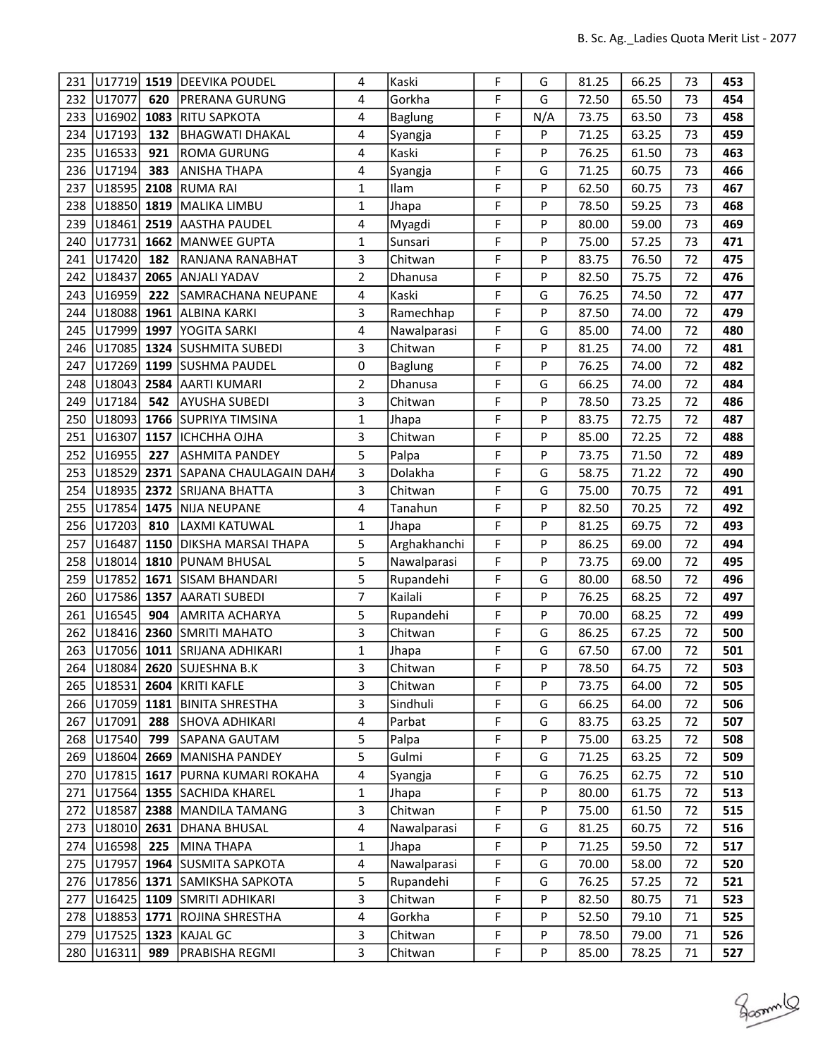| | | | | | | | | | | | |
|---|---|---|---|---|---|---|---|---|---|---|---|
| 231 | U17719 | **1519** | DEEVIKA POUDEL | 4 | Kaski | F | G | 81.25 | 66.25 | 73 | **453** |
| 232 | U17077 | **620** | PRERANA GURUNG | 4 | Gorkha | F | G | 72.50 | 65.50 | 73 | **454** |
| 233 | U16902 | **1083** | RITU SAPKOTA | 4 | Baglung | F | N/A | 73.75 | 63.50 | 73 | **458** |
| 234 | U17193 | **132** | BHAGWATI DHAKAL | 4 | Syangja | F | P | 71.25 | 63.25 | 73 | **459** |
| 235 | U16533 | **921** | ROMA GURUNG | 4 | Kaski | F | P | 76.25 | 61.50 | 73 | **463** |
| 236 | U17194 | **383** | ANISHA THAPA | 4 | Syangja | F | G | 71.25 | 60.75 | 73 | **466** |
| 237 | U18595 | **2108** | RUMA RAI | 1 | Ilam | F | P | 62.50 | 60.75 | 73 | **467** |
| 238 | U18850 | **1819** | MALIKA LIMBU | 1 | Jhapa | F | P | 78.50 | 59.25 | 73 | **468** |
| 239 | U18461 | **2519** | AASTHA PAUDEL | 4 | Myagdi | F | P | 80.00 | 59.00 | 73 | **469** |
| 240 | U17731 | **1662** | MANWEE GUPTA | 1 | Sunsari | F | P | 75.00 | 57.25 | 73 | **471** |
| 241 | U17420 | **182** | RANJANA RANABHAT | 3 | Chitwan | F | P | 83.75 | 76.50 | 72 | **475** |
| 242 | U18437 | **2065** | ANJALI YADAV | 2 | Dhanusa | F | P | 82.50 | 75.75 | 72 | **476** |
| 243 | U16959 | **222** | SAMRACHANA NEUPANE | 4 | Kaski | F | G | 76.25 | 74.50 | 72 | **477** |
| 244 | U18088 | **1961** | ALBINA KARKI | 3 | Ramechhap | F | P | 87.50 | 74.00 | 72 | **479** |
| 245 | U17999 | **1997** | YOGITA SARKI | 4 | Nawalparasi | F | G | 85.00 | 74.00 | 72 | **480** |
| 246 | U17085 | **1324** | SUSHMITA SUBEDI | 3 | Chitwan | F | P | 81.25 | 74.00 | 72 | **481** |
| 247 | U17269 | **1199** | SUSHMA PAUDEL | 0 | Baglung | F | P | 76.25 | 74.00 | 72 | **482** |
| 248 | U18043 | **2584** | AARTI KUMARI | 2 | Dhanusa | F | G | 66.25 | 74.00 | 72 | **484** |
| 249 | U17184 | **542** | AYUSHA SUBEDI | 3 | Chitwan | F | P | 78.50 | 73.25 | 72 | **486** |
| 250 | U18093 | **1766** | SUPRIYA TIMSINA | 1 | Jhapa | F | P | 83.75 | 72.75 | 72 | **487** |
| 251 | U16307 | **1157** | ICHCHHA OJHA | 3 | Chitwan | F | P | 85.00 | 72.25 | 72 | **488** |
| 252 | U16955 | **227** | ASHMITA PANDEY | 5 | Palpa | F | P | 73.75 | 71.50 | 72 | **489** |
| 253 | U18529 | **2371** | SAPANA CHAULAGAIN DAHA | 3 | Dolakha | F | G | 58.75 | 71.22 | 72 | **490** |
| 254 | U18935 | **2372** | SRIJANA BHATTA | 3 | Chitwan | F | G | 75.00 | 70.75 | 72 | **491** |
| 255 | U17854 | **1475** | NIJA NEUPANE | 4 | Tanahun | F | P | 82.50 | 70.25 | 72 | **492** |
| 256 | U17203 | **810** | LAXMI KATUWAL | 1 | Jhapa | F | P | 81.25 | 69.75 | 72 | **493** |
| 257 | U16487 | **1150** | DIKSHA MARSAI THAPA | 5 | Arghakhanchi | F | P | 86.25 | 69.00 | 72 | **494** |
| 258 | U18014 | **1810** | PUNAM BHUSAL | 5 | Nawalparasi | F | P | 73.75 | 69.00 | 72 | **495** |
| 259 | U17852 | **1671** | SISAM BHANDARI | 5 | Rupandehi | F | G | 80.00 | 68.50 | 72 | **496** |
| 260 | U17586 | **1357** | AARATI SUBEDI | 7 | Kailali | F | P | 76.25 | 68.25 | 72 | **497** |
| 261 | U16545 | **904** | AMRITA ACHARYA | 5 | Rupandehi | F | P | 70.00 | 68.25 | 72 | **499** |
| 262 | U18416 | **2360** | SMRITI MAHATO | 3 | Chitwan | F | G | 86.25 | 67.25 | 72 | **500** |
| 263 | U17056 | **1011** | SRIJANA ADHIKARI | 1 | Jhapa | F | G | 67.50 | 67.00 | 72 | **501** |
| 264 | U18084 | **2620** | SUJESHNA B.K | 3 | Chitwan | F | P | 78.50 | 64.75 | 72 | **503** |
| 265 | U18531 | **2604** | KRITI KAFLE | 3 | Chitwan | F | P | 73.75 | 64.00 | 72 | **505** |
| 266 | U17059 | **1181** | BINITA SHRESTHA | 3 | Sindhuli | F | G | 66.25 | 64.00 | 72 | **506** |
| 267 | U17091 | **288** | SHOVA ADHIKARI | 4 | Parbat | F | G | 83.75 | 63.25 | 72 | **507** |
| 268 | U17540 | **799** | SAPANA GAUTAM | 5 | Palpa | F | P | 75.00 | 63.25 | 72 | **508** |
| 269 | U18604 | **2669** | MANISHA PANDEY | 5 | Gulmi | F | G | 71.25 | 63.25 | 72 | **509** |
| 270 | U17815 | **1617** | PURNA KUMARI ROKAHA | 4 | Syangja | F | G | 76.25 | 62.75 | 72 | **510** |
| 271 | U17564 | **1355** | SACHIDA KHAREL | 1 | Jhapa | F | P | 80.00 | 61.75 | 72 | **513** |
| 272 | U18587 | **2388** | MANDILA TAMANG | 3 | Chitwan | F | P | 75.00 | 61.50 | 72 | **515** |
| 273 | U18010 | **2631** | DHANA BHUSAL | 4 | Nawalparasi | F | G | 81.25 | 60.75 | 72 | **516** |
| 274 | U16598 | **225** | MINA THAPA | 1 | Jhapa | F | P | 71.25 | 59.50 | 72 | **517** |
| 275 | U17957 | **1964** | SUSMITA SAPKOTA | 4 | Nawalparasi | F | G | 70.00 | 58.00 | 72 | **520** |
| 276 | U17856 | **1371** | SAMIKSHA SAPKOTA | 5 | Rupandehi | F | G | 76.25 | 57.25 | 72 | **521** |
| 277 | U16425 | **1109** | SMRITI ADHIKARI | 3 | Chitwan | F | P | 82.50 | 80.75 | 71 | **523** |
| 278 | U18853 | **1771** | ROJINA SHRESTHA | 4 | Gorkha | F | P | 52.50 | 79.10 | 71 | **525** |
| 279 | U17525 | **1323** | KAJAL GC | 3 | Chitwan | F | P | 78.50 | 79.00 | 71 | **526** |
| 280 | U16311 | **989** | PRABISHA REGMI | 3 | Chitwan | F | P | 85.00 | 78.25 | 71 | **527** |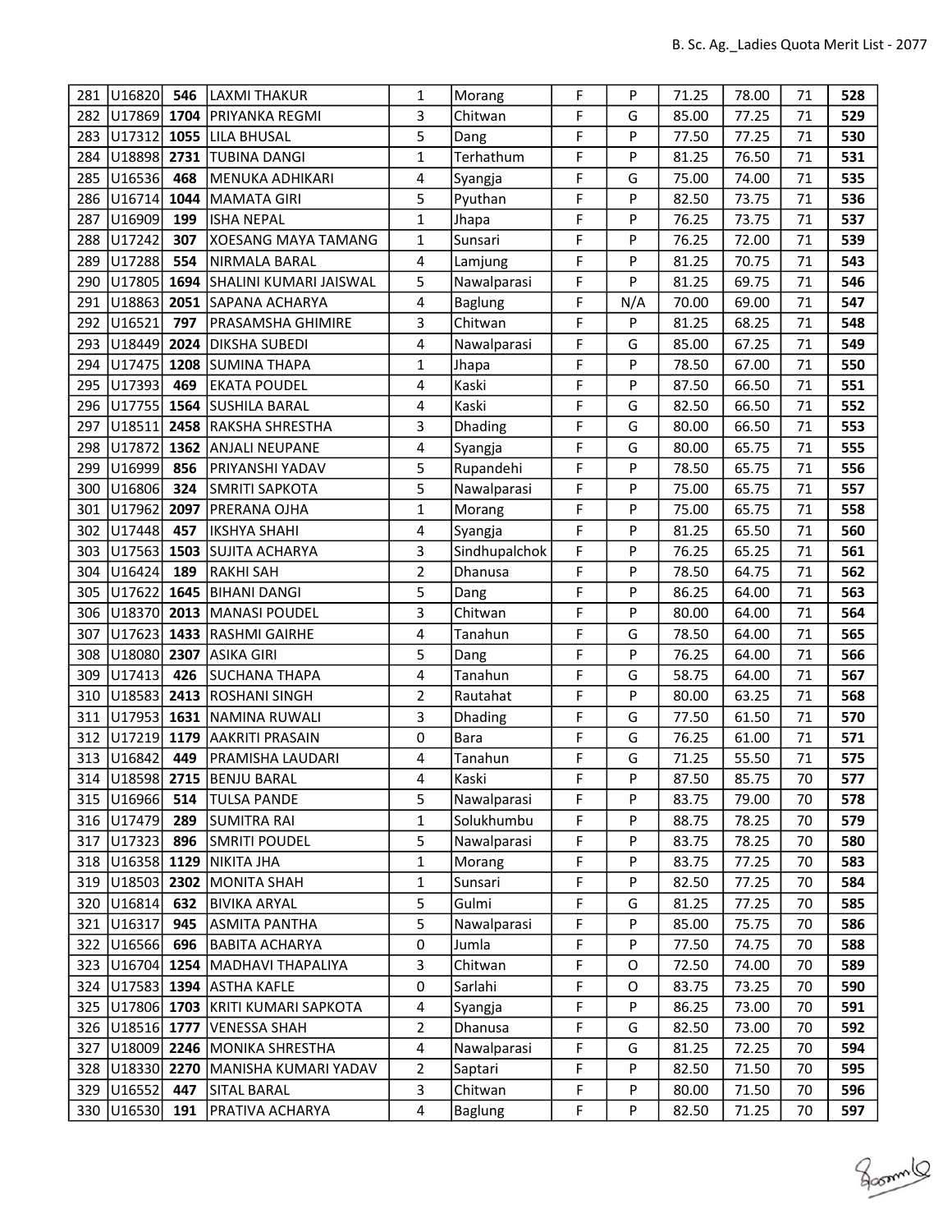| | | | | | | | | | | | |
|---|---|---|---|---|---|---|---|---|---|---|---|
| 281 | U16820 | **546** | LAXMI THAKUR | 1 | Morang | F | P | 71.25 | 78.00 | 71 | **528** |
| 282 | U17869 | **1704** | PRIYANKA REGMI | 3 | Chitwan | F | G | 85.00 | 77.25 | 71 | **529** |
| 283 | U17312 | **1055** | LILA BHUSAL | 5 | Dang | F | P | 77.50 | 77.25 | 71 | **530** |
| 284 | U18898 | **2731** | TUBINA DANGI | 1 | Terhathum | F | P | 81.25 | 76.50 | 71 | **531** |
| 285 | U16536 | **468** | MENUKA ADHIKARI | 4 | Syangja | F | G | 75.00 | 74.00 | 71 | **535** |
| 286 | U16714 | **1044** | MAMATA GIRI | 5 | Pyuthan | F | P | 82.50 | 73.75 | 71 | **536** |
| 287 | U16909 | **199** | ISHA NEPAL | 1 | Jhapa | F | P | 76.25 | 73.75 | 71 | **537** |
| 288 | U17242 | **307** | XOESANG MAYA TAMANG | 1 | Sunsari | F | P | 76.25 | 72.00 | 71 | **539** |
| 289 | U17288 | **554** | NIRMALA BARAL | 4 | Lamjung | F | P | 81.25 | 70.75 | 71 | **543** |
| 290 | U17805 | **1694** | SHALINI KUMARI JAISWAL | 5 | Nawalparasi | F | P | 81.25 | 69.75 | 71 | **546** |
| 291 | U18863 | **2051** | SAPANA ACHARYA | 4 | Baglung | F | N/A | 70.00 | 69.00 | 71 | **547** |
| 292 | U16521 | **797** | PRASAMSHA GHIMIRE | 3 | Chitwan | F | P | 81.25 | 68.25 | 71 | **548** |
| 293 | U18449 | **2024** | DIKSHA SUBEDI | 4 | Nawalparasi | F | G | 85.00 | 67.25 | 71 | **549** |
| 294 | U17475 | **1208** | SUMINA THAPA | 1 | Jhapa | F | P | 78.50 | 67.00 | 71 | **550** |
| 295 | U17393 | **469** | EKATA POUDEL | 4 | Kaski | F | P | 87.50 | 66.50 | 71 | **551** |
| 296 | U17755 | **1564** | SUSHILA BARAL | 4 | Kaski | F | G | 82.50 | 66.50 | 71 | **552** |
| 297 | U18511 | **2458** | RAKSHA SHRESTHA | 3 | Dhading | F | G | 80.00 | 66.50 | 71 | **553** |
| 298 | U17872 | **1362** | ANJALI NEUPANE | 4 | Syangja | F | G | 80.00 | 65.75 | 71 | **555** |
| 299 | U16999 | **856** | PRIYANSHI YADAV | 5 | Rupandehi | F | P | 78.50 | 65.75 | 71 | **556** |
| 300 | U16806 | **324** | SMRITI SAPKOTA | 5 | Nawalparasi | F | P | 75.00 | 65.75 | 71 | **557** |
| 301 | U17962 | **2097** | PRERANA OJHA | 1 | Morang | F | P | 75.00 | 65.75 | 71 | **558** |
| 302 | U17448 | **457** | IKSHYA SHAHI | 4 | Syangja | F | P | 81.25 | 65.50 | 71 | **560** |
| 303 | U17563 | **1503** | SUJITA ACHARYA | 3 | Sindhupalchok | F | P | 76.25 | 65.25 | 71 | **561** |
| 304 | U16424 | **189** | RAKHI SAH | 2 | Dhanusa | F | P | 78.50 | 64.75 | 71 | **562** |
| 305 | U17622 | **1645** | BIHANI DANGI | 5 | Dang | F | P | 86.25 | 64.00 | 71 | **563** |
| 306 | U18370 | **2013** | MANASI POUDEL | 3 | Chitwan | F | P | 80.00 | 64.00 | 71 | **564** |
| 307 | U17623 | **1433** | RASHMI GAIRHE | 4 | Tanahun | F | G | 78.50 | 64.00 | 71 | **565** |
| 308 | U18080 | **2307** | ASIKA GIRI | 5 | Dang | F | P | 76.25 | 64.00 | 71 | **566** |
| 309 | U17413 | **426** | SUCHANA THAPA | 4 | Tanahun | F | G | 58.75 | 64.00 | 71 | **567** |
| 310 | U18583 | **2413** | ROSHANI SINGH | 2 | Rautahat | F | P | 80.00 | 63.25 | 71 | **568** |
| 311 | U17953 | **1631** | NAMINA RUWALI | 3 | Dhading | F | G | 77.50 | 61.50 | 71 | **570** |
| 312 | U17219 | **1179** | AAKRITI PRASAIN | 0 | Bara | F | G | 76.25 | 61.00 | 71 | **571** |
| 313 | U16842 | **449** | PRAMISHA LAUDARI | 4 | Tanahun | F | G | 71.25 | 55.50 | 71 | **575** |
| 314 | U18598 | **2715** | BENJU BARAL | 4 | Kaski | F | P | 87.50 | 85.75 | 70 | **577** |
| 315 | U16966 | **514** | TULSA PANDE | 5 | Nawalparasi | F | P | 83.75 | 79.00 | 70 | **578** |
| 316 | U17479 | **289** | SUMITRA RAI | 1 | Solukhumbu | F | P | 88.75 | 78.25 | 70 | **579** |
| 317 | U17323 | **896** | SMRITI POUDEL | 5 | Nawalparasi | F | P | 83.75 | 78.25 | 70 | **580** |
| 318 | U16358 | **1129** | NIKITA JHA | 1 | Morang | F | P | 83.75 | 77.25 | 70 | **583** |
| 319 | U18503 | **2302** | MONITA SHAH | 1 | Sunsari | F | P | 82.50 | 77.25 | 70 | **584** |
| 320 | U16814 | **632** | BIVIKA ARYAL | 5 | Gulmi | F | G | 81.25 | 77.25 | 70 | **585** |
| 321 | U16317 | **945** | ASMITA PANTHA | 5 | Nawalparasi | F | P | 85.00 | 75.75 | 70 | **586** |
| 322 | U16566 | **696** | BABITA ACHARYA | 0 | Jumla | F | P | 77.50 | 74.75 | 70 | **588** |
| 323 | U16704 | **1254** | MADHAVI THAPALIYA | 3 | Chitwan | F | O | 72.50 | 74.00 | 70 | **589** |
| 324 | U17583 | **1394** | ASTHA KAFLE | 0 | Sarlahi | F | O | 83.75 | 73.25 | 70 | **590** |
| 325 | U17806 | **1703** | KRITI KUMARI SAPKOTA | 4 | Syangja | F | P | 86.25 | 73.00 | 70 | **591** |
| 326 | U18516 | **1777** | VENESSA SHAH | 2 | Dhanusa | F | G | 82.50 | 73.00 | 70 | **592** |
| 327 | U18009 | **2246** | MONIKA SHRESTHA | 4 | Nawalparasi | F | G | 81.25 | 72.25 | 70 | **594** |
| 328 | U18330 | **2270** | MANISHA KUMARI YADAV | 2 | Saptari | F | P | 82.50 | 71.50 | 70 | **595** |
| 329 | U16552 | **447** | SITAL BARAL | 3 | Chitwan | F | P | 80.00 | 71.50 | 70 | **596** |
| 330 | U16530 | **191** | PRATIVA ACHARYA | 4 | Baglung | F | P | 82.50 | 71.25 | 70 | **597** |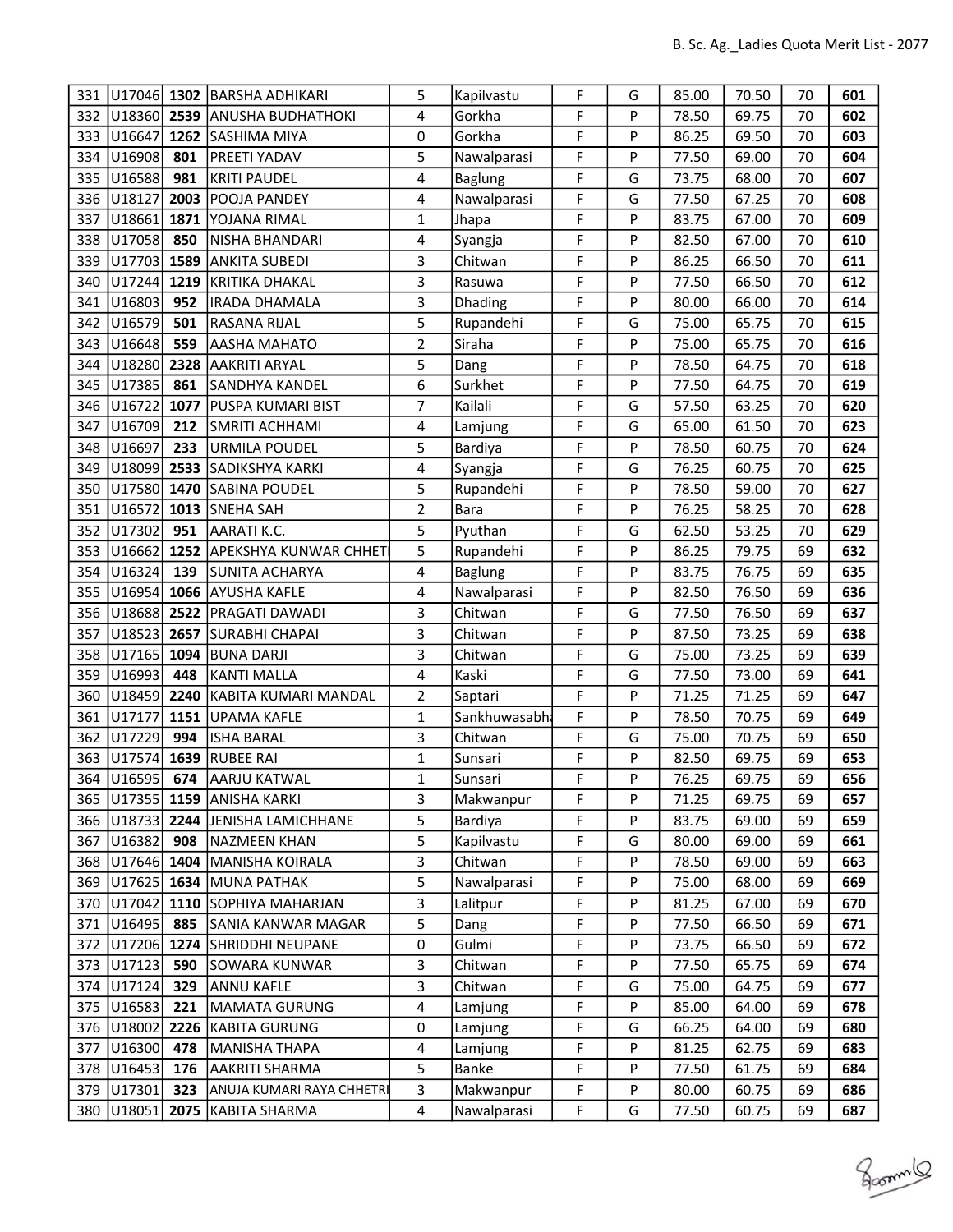| 331 | U17046 | **1302** | BARSHA ADHIKARI | 5 | Kapilvastu | F | G | 85.00 | 70.50 | 70 | **601** |
|---|---|---|---|---|---|---|---|---|---|---|---|
| 332 | U18360 | **2539** | ANUSHA BUDHATHOKI | 4 | Gorkha | F | P | 78.50 | 69.75 | 70 | **602** |
| 333 | U16647 | **1262** | SASHIMA MIYA | 0 | Gorkha | F | P | 86.25 | 69.50 | 70 | **603** |
| 334 | U16908 | **801** | PREETI YADAV | 5 | Nawalparasi | F | P | 77.50 | 69.00 | 70 | **604** |
| 335 | U16588 | **981** | KRITI PAUDEL | 4 | Baglung | F | G | 73.75 | 68.00 | 70 | **607** |
| 336 | U18127 | **2003** | POOJA PANDEY | 4 | Nawalparasi | F | G | 77.50 | 67.25 | 70 | **608** |
| 337 | U18661 | **1871** | YOJANA RIMAL | 1 | Jhapa | F | P | 83.75 | 67.00 | 70 | **609** |
| 338 | U17058 | **850** | NISHA BHANDARI | 4 | Syangja | F | P | 82.50 | 67.00 | 70 | **610** |
| 339 | U17703 | **1589** | ANKITA SUBEDI | 3 | Chitwan | F | P | 86.25 | 66.50 | 70 | **611** |
| 340 | U17244 | **1219** | KRITIKA DHAKAL | 3 | Rasuwa | F | P | 77.50 | 66.50 | 70 | **612** |
| 341 | U16803 | **952** | IRADA DHAMALA | 3 | Dhading | F | P | 80.00 | 66.00 | 70 | **614** |
| 342 | U16579 | **501** | RASANA RIJAL | 5 | Rupandehi | F | G | 75.00 | 65.75 | 70 | **615** |
| 343 | U16648 | **559** | AASHA MAHATO | 2 | Siraha | F | P | 75.00 | 65.75 | 70 | **616** |
| 344 | U18280 | **2328** | AAKRITI ARYAL | 5 | Dang | F | P | 78.50 | 64.75 | 70 | **618** |
| 345 | U17385 | **861** | SANDHYA KANDEL | 6 | Surkhet | F | P | 77.50 | 64.75 | 70 | **619** |
| 346 | U16722 | **1077** | PUSPA KUMARI BIST | 7 | Kailali | F | G | 57.50 | 63.25 | 70 | **620** |
| 347 | U16709 | **212** | SMRITI ACHHAMI | 4 | Lamjung | F | G | 65.00 | 61.50 | 70 | **623** |
| 348 | U16697 | **233** | URMILA POUDEL | 5 | Bardiya | F | P | 78.50 | 60.75 | 70 | **624** |
| 349 | U18099 | **2533** | SADIKSHYA KARKI | 4 | Syangja | F | G | 76.25 | 60.75 | 70 | **625** |
| 350 | U17580 | **1470** | SABINA POUDEL | 5 | Rupandehi | F | P | 78.50 | 59.00 | 70 | **627** |
| 351 | U16572 | **1013** | SNEHA SAH | 2 | Bara | F | P | 76.25 | 58.25 | 70 | **628** |
| 352 | U17302 | **951** | AARATI K.C. | 5 | Pyuthan | F | G | 62.50 | 53.25 | 70 | **629** |
| 353 | U16662 | **1252** | APEKSHYA KUNWAR CHHETI | 5 | Rupandehi | F | P | 86.25 | 79.75 | 69 | **632** |
| 354 | U16324 | **139** | SUNITA ACHARYA | 4 | Baglung | F | P | 83.75 | 76.75 | 69 | **635** |
| 355 | U16954 | **1066** | AYUSHA KAFLE | 4 | Nawalparasi | F | P | 82.50 | 76.50 | 69 | **636** |
| 356 | U18688 | **2522** | PRAGATI DAWADI | 3 | Chitwan | F | G | 77.50 | 76.50 | 69 | **637** |
| 357 | U18523 | **2657** | SURABHI CHAPAI | 3 | Chitwan | F | P | 87.50 | 73.25 | 69 | **638** |
| 358 | U17165 | **1094** | BUNA DARJI | 3 | Chitwan | F | G | 75.00 | 73.25 | 69 | **639** |
| 359 | U16993 | **448** | KANTI MALLA | 4 | Kaski | F | G | 77.50 | 73.00 | 69 | **641** |
| 360 | U18459 | **2240** | KABITA KUMARI MANDAL | 2 | Saptari | F | P | 71.25 | 71.25 | 69 | **647** |
| 361 | U17177 | **1151** | UPAMA KAFLE | 1 | Sankhuwasabha | F | P | 78.50 | 70.75 | 69 | **649** |
| 362 | U17229 | **994** | ISHA BARAL | 3 | Chitwan | F | G | 75.00 | 70.75 | 69 | **650** |
| 363 | U17574 | **1639** | RUBEE RAI | 1 | Sunsari | F | P | 82.50 | 69.75 | 69 | **653** |
| 364 | U16595 | **674** | AARJU KATWAL | 1 | Sunsari | F | P | 76.25 | 69.75 | 69 | **656** |
| 365 | U17355 | **1159** | ANISHA KARKI | 3 | Makwanpur | F | P | 71.25 | 69.75 | 69 | **657** |
| 366 | U18733 | **2244** | JENISHA LAMICHHANE | 5 | Bardiya | F | P | 83.75 | 69.00 | 69 | **659** |
| 367 | U16382 | **908** | NAZMEEN KHAN | 5 | Kapilvastu | F | G | 80.00 | 69.00 | 69 | **661** |
| 368 | U17646 | **1404** | MANISHA KOIRALA | 3 | Chitwan | F | P | 78.50 | 69.00 | 69 | **663** |
| 369 | U17625 | **1634** | MUNA PATHAK | 5 | Nawalparasi | F | P | 75.00 | 68.00 | 69 | **669** |
| 370 | U17042 | **1110** | SOPHIYA MAHARJAN | 3 | Lalitpur | F | P | 81.25 | 67.00 | 69 | **670** |
| 371 | U16495 | **885** | SANIA KANWAR MAGAR | 5 | Dang | F | P | 77.50 | 66.50 | 69 | **671** |
| 372 | U17206 | **1274** | SHRIDDHI NEUPANE | 0 | Gulmi | F | P | 73.75 | 66.50 | 69 | **672** |
| 373 | U17123 | **590** | SOWARA KUNWAR | 3 | Chitwan | F | P | 77.50 | 65.75 | 69 | **674** |
| 374 | U17124 | **329** | ANNU KAFLE | 3 | Chitwan | F | G | 75.00 | 64.75 | 69 | **677** |
| 375 | U16583 | **221** | MAMATA GURUNG | 4 | Lamjung | F | P | 85.00 | 64.00 | 69 | **678** |
| 376 | U18002 | **2226** | KABITA GURUNG | 0 | Lamjung | F | G | 66.25 | 64.00 | 69 | **680** |
| 377 | U16300 | **478** | MANISHA THAPA | 4 | Lamjung | F | P | 81.25 | 62.75 | 69 | **683** |
| 378 | U16453 | **176** | AAKRITI SHARMA | 5 | Banke | F | P | 77.50 | 61.75 | 69 | **684** |
| 379 | U17301 | **323** | ANUJA KUMARI RAYA CHHETRI | 3 | Makwanpur | F | P | 80.00 | 60.75 | 69 | **686** |
| 380 | U18051 | **2075** | KABITA SHARMA | 4 | Nawalparasi | F | G | 77.50 | 60.75 | 69 | **687** |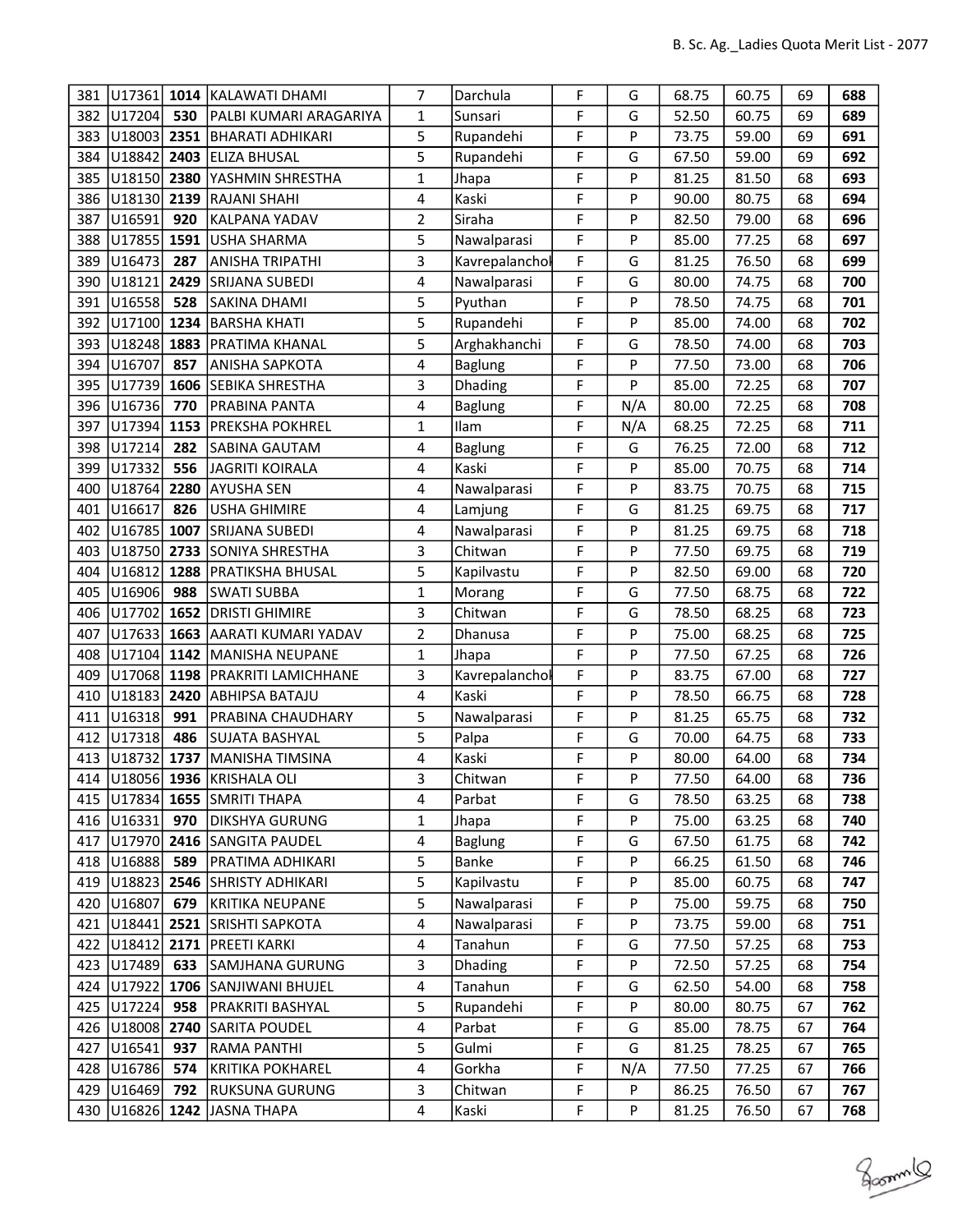| | | | | | | | | | | | |
|---|---|---|---|---|---|---|---|---|---|---|---|
| 381 | U17361 | **1014** | KALAWATI DHAMI | 7 | Darchula | F | G | 68.75 | 60.75 | 69 | **688** |
| 382 | U17204 | **530** | PALBI KUMARI ARAGARIYA | 1 | Sunsari | F | G | 52.50 | 60.75 | 69 | **689** |
| 383 | U18003 | **2351** | BHARATI ADHIKARI | 5 | Rupandehi | F | P | 73.75 | 59.00 | 69 | **691** |
| 384 | U18842 | **2403** | ELIZA BHUSAL | 5 | Rupandehi | F | G | 67.50 | 59.00 | 69 | **692** |
| 385 | U18150 | **2380** | YASHMIN SHRESTHA | 1 | Jhapa | F | P | 81.25 | 81.50 | 68 | **693** |
| 386 | U18130 | **2139** | RAJANI SHAHI | 4 | Kaski | F | P | 90.00 | 80.75 | 68 | **694** |
| 387 | U16591 | **920** | KALPANA YADAV | 2 | Siraha | F | P | 82.50 | 79.00 | 68 | **696** |
| 388 | U17855 | **1591** | USHA SHARMA | 5 | Nawalparasi | F | P | 85.00 | 77.25 | 68 | **697** |
| 389 | U16473 | **287** | ANISHA TRIPATHI | 3 | Kavrepalanchok | F | G | 81.25 | 76.50 | 68 | **699** |
| 390 | U18121 | **2429** | SRIJANA SUBEDI | 4 | Nawalparasi | F | G | 80.00 | 74.75 | 68 | **700** |
| 391 | U16558 | **528** | SAKINA DHAMI | 5 | Pyuthan | F | P | 78.50 | 74.75 | 68 | **701** |
| 392 | U17100 | **1234** | BARSHA KHATI | 5 | Rupandehi | F | P | 85.00 | 74.00 | 68 | **702** |
| 393 | U18248 | **1883** | PRATIMA KHANAL | 5 | Arghakhanchi | F | G | 78.50 | 74.00 | 68 | **703** |
| 394 | U16707 | **857** | ANISHA SAPKOTA | 4 | Baglung | F | P | 77.50 | 73.00 | 68 | **706** |
| 395 | U17739 | **1606** | SEBIKA SHRESTHA | 3 | Dhading | F | P | 85.00 | 72.25 | 68 | **707** |
| 396 | U16736 | **770** | PRABINA PANTA | 4 | Baglung | F | N/A | 80.00 | 72.25 | 68 | **708** |
| 397 | U17394 | **1153** | PREKSHA POKHREL | 1 | Ilam | F | N/A | 68.25 | 72.25 | 68 | **711** |
| 398 | U17214 | **282** | SABINA GAUTAM | 4 | Baglung | F | G | 76.25 | 72.00 | 68 | **712** |
| 399 | U17332 | **556** | JAGRITI KOIRALA | 4 | Kaski | F | P | 85.00 | 70.75 | 68 | **714** |
| 400 | U18764 | **2280** | AYUSHA SEN | 4 | Nawalparasi | F | P | 83.75 | 70.75 | 68 | **715** |
| 401 | U16617 | **826** | USHA GHIMIRE | 4 | Lamjung | F | G | 81.25 | 69.75 | 68 | **717** |
| 402 | U16785 | **1007** | SRIJANA SUBEDI | 4 | Nawalparasi | F | P | 81.25 | 69.75 | 68 | **718** |
| 403 | U18750 | **2733** | SONIYA SHRESTHA | 3 | Chitwan | F | P | 77.50 | 69.75 | 68 | **719** |
| 404 | U16812 | **1288** | PRATIKSHA BHUSAL | 5 | Kapilvastu | F | P | 82.50 | 69.00 | 68 | **720** |
| 405 | U16906 | **988** | SWATI SUBBA | 1 | Morang | F | G | 77.50 | 68.75 | 68 | **722** |
| 406 | U17702 | **1652** | DRISTI GHIMIRE | 3 | Chitwan | F | G | 78.50 | 68.25 | 68 | **723** |
| 407 | U17633 | **1663** | AARATI KUMARI YADAV | 2 | Dhanusa | F | P | 75.00 | 68.25 | 68 | **725** |
| 408 | U17104 | **1142** | MANISHA NEUPANE | 1 | Jhapa | F | P | 77.50 | 67.25 | 68 | **726** |
| 409 | U17068 | **1198** | PRAKRITI LAMICHHANE | 3 | Kavrepalanchok | F | P | 83.75 | 67.00 | 68 | **727** |
| 410 | U18183 | **2420** | ABHIPSA BATAJU | 4 | Kaski | F | P | 78.50 | 66.75 | 68 | **728** |
| 411 | U16318 | **991** | PRABINA CHAUDHARY | 5 | Nawalparasi | F | P | 81.25 | 65.75 | 68 | **732** |
| 412 | U17318 | **486** | SUJATA BASHYAL | 5 | Palpa | F | G | 70.00 | 64.75 | 68 | **733** |
| 413 | U18732 | **1737** | MANISHA TIMSINA | 4 | Kaski | F | P | 80.00 | 64.00 | 68 | **734** |
| 414 | U18056 | **1936** | KRISHALA OLI | 3 | Chitwan | F | P | 77.50 | 64.00 | 68 | **736** |
| 415 | U17834 | **1655** | SMRITI THAPA | 4 | Parbat | F | G | 78.50 | 63.25 | 68 | **738** |
| 416 | U16331 | **970** | DIKSHYA GURUNG | 1 | Jhapa | F | P | 75.00 | 63.25 | 68 | **740** |
| 417 | U17970 | **2416** | SANGITA PAUDEL | 4 | Baglung | F | G | 67.50 | 61.75 | 68 | **742** |
| 418 | U16888 | **589** | PRATIMA ADHIKARI | 5 | Banke | F | P | 66.25 | 61.50 | 68 | **746** |
| 419 | U18823 | **2546** | SHRISTY ADHIKARI | 5 | Kapilvastu | F | P | 85.00 | 60.75 | 68 | **747** |
| 420 | U16807 | **679** | KRITIKA NEUPANE | 5 | Nawalparasi | F | P | 75.00 | 59.75 | 68 | **750** |
| 421 | U18441 | **2521** | SRISHTI SAPKOTA | 4 | Nawalparasi | F | P | 73.75 | 59.00 | 68 | **751** |
| 422 | U18412 | **2171** | PREETI KARKI | 4 | Tanahun | F | G | 77.50 | 57.25 | 68 | **753** |
| 423 | U17489 | **633** | SAMJHANA GURUNG | 3 | Dhading | F | P | 72.50 | 57.25 | 68 | **754** |
| 424 | U17922 | **1706** | SANJIWANI BHUJEL | 4 | Tanahun | F | G | 62.50 | 54.00 | 68 | **758** |
| 425 | U17224 | **958** | PRAKRITI BASHYAL | 5 | Rupandehi | F | P | 80.00 | 80.75 | 67 | **762** |
| 426 | U18008 | **2740** | SARITA POUDEL | 4 | Parbat | F | G | 85.00 | 78.75 | 67 | **764** |
| 427 | U16541 | **937** | RAMA PANTHI | 5 | Gulmi | F | G | 81.25 | 78.25 | 67 | **765** |
| 428 | U16786 | **574** | KRITIKA POKHAREL | 4 | Gorkha | F | N/A | 77.50 | 77.25 | 67 | **766** |
| 429 | U16469 | **792** | RUKSUNA GURUNG | 3 | Chitwan | F | P | 86.25 | 76.50 | 67 | **767** |
| 430 | U16826 | **1242** | JASNA THAPA | 4 | Kaski | F | P | 81.25 | 76.50 | 67 | **768** |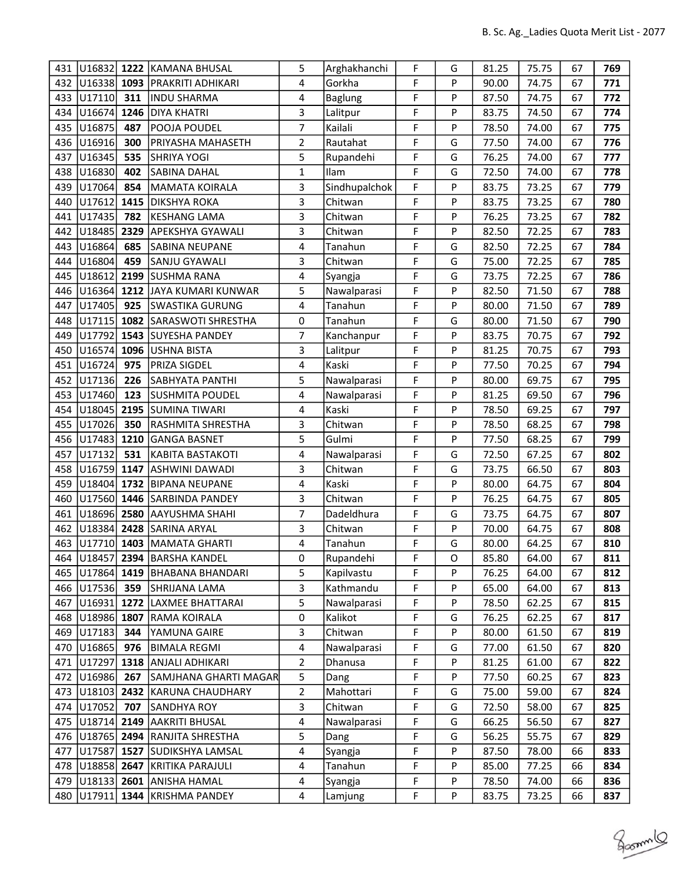| | | | | | | | | | | | |
|---|---|---|---|---|---|---|---|---|---|---|---|
| 431 | U16832 | **1222** | KAMANA BHUSAL | 5 | Arghakhanchi | F | G | 81.25 | 75.75 | 67 | **769** |
| 432 | U16338 | **1093** | PRAKRITI ADHIKARI | 4 | Gorkha | F | P | 90.00 | 74.75 | 67 | **771** |
| 433 | U17110 | **311** | INDU SHARMA | 4 | Baglung | F | P | 87.50 | 74.75 | 67 | **772** |
| 434 | U16674 | **1246** | DIYA KHATRI | 3 | Lalitpur | F | P | 83.75 | 74.50 | 67 | **774** |
| 435 | U16875 | **487** | POOJA POUDEL | 7 | Kailali | F | P | 78.50 | 74.00 | 67 | **775** |
| 436 | U16916 | **300** | PRIYASHA MAHASETH | 2 | Rautahat | F | G | 77.50 | 74.00 | 67 | **776** |
| 437 | U16345 | **535** | SHRIYA YOGI | 5 | Rupandehi | F | G | 76.25 | 74.00 | 67 | **777** |
| 438 | U16830 | **402** | SABINA DAHAL | 1 | Ilam | F | G | 72.50 | 74.00 | 67 | **778** |
| 439 | U17064 | **854** | MAMATA KOIRALA | 3 | Sindhupalchok | F | P | 83.75 | 73.25 | 67 | **779** |
| 440 | U17612 | **1415** | DIKSHYA ROKA | 3 | Chitwan | F | P | 83.75 | 73.25 | 67 | **780** |
| 441 | U17435 | **782** | KESHANG LAMA | 3 | Chitwan | F | P | 76.25 | 73.25 | 67 | **782** |
| 442 | U18485 | **2329** | APEKSHYA GYAWALI | 3 | Chitwan | F | P | 82.50 | 72.25 | 67 | **783** |
| 443 | U16864 | **685** | SABINA NEUPANE | 4 | Tanahun | F | G | 82.50 | 72.25 | 67 | **784** |
| 444 | U16804 | **459** | SANJU GYAWALI | 3 | Chitwan | F | G | 75.00 | 72.25 | 67 | **785** |
| 445 | U18612 | **2199** | SUSHMA RANA | 4 | Syangja | F | G | 73.75 | 72.25 | 67 | **786** |
| 446 | U16364 | **1212** | JAYA KUMARI KUNWAR | 5 | Nawalparasi | F | P | 82.50 | 71.50 | 67 | **788** |
| 447 | U17405 | **925** | SWASTIKA GURUNG | 4 | Tanahun | F | P | 80.00 | 71.50 | 67 | **789** |
| 448 | U17115 | **1082** | SARASWOTI SHRESTHA | 0 | Tanahun | F | G | 80.00 | 71.50 | 67 | **790** |
| 449 | U17792 | **1543** | SUYESHA PANDEY | 7 | Kanchanpur | F | P | 83.75 | 70.75 | 67 | **792** |
| 450 | U16574 | **1096** | USHNA BISTA | 3 | Lalitpur | F | P | 81.25 | 70.75 | 67 | **793** |
| 451 | U16724 | **975** | PRIZA SIGDEL | 4 | Kaski | F | P | 77.50 | 70.25 | 67 | **794** |
| 452 | U17136 | **226** | SABHYATA PANTHI | 5 | Nawalparasi | F | P | 80.00 | 69.75 | 67 | **795** |
| 453 | U17460 | **123** | SUSHMITA POUDEL | 4 | Nawalparasi | F | P | 81.25 | 69.50 | 67 | **796** |
| 454 | U18045 | **2195** | SUMINA TIWARI | 4 | Kaski | F | P | 78.50 | 69.25 | 67 | **797** |
| 455 | U17026 | **350** | RASHMITA SHRESTHA | 3 | Chitwan | F | P | 78.50 | 68.25 | 67 | **798** |
| 456 | U17483 | **1210** | GANGA BASNET | 5 | Gulmi | F | P | 77.50 | 68.25 | 67 | **799** |
| 457 | U17132 | **531** | KABITA BASTAKOTI | 4 | Nawalparasi | F | G | 72.50 | 67.25 | 67 | **802** |
| 458 | U16759 | **1147** | ASHWINI DAWADI | 3 | Chitwan | F | G | 73.75 | 66.50 | 67 | **803** |
| 459 | U18404 | **1732** | BIPANA NEUPANE | 4 | Kaski | F | P | 80.00 | 64.75 | 67 | **804** |
| 460 | U17560 | **1446** | SARBINDA PANDEY | 3 | Chitwan | F | P | 76.25 | 64.75 | 67 | **805** |
| 461 | U18696 | **2580** | AAYUSHMA SHAHI | 7 | Dadeldhura | F | G | 73.75 | 64.75 | 67 | **807** |
| 462 | U18384 | **2428** | SARINA ARYAL | 3 | Chitwan | F | P | 70.00 | 64.75 | 67 | **808** |
| 463 | U17710 | **1403** | MAMATA GHARTI | 4 | Tanahun | F | G | 80.00 | 64.25 | 67 | **810** |
| 464 | U18457 | **2394** | BARSHA KANDEL | 0 | Rupandehi | F | O | 85.80 | 64.00 | 67 | **811** |
| 465 | U17864 | **1419** | BHABANA BHANDARI | 5 | Kapilvastu | F | P | 76.25 | 64.00 | 67 | **812** |
| 466 | U17536 | **359** | SHRIJANA LAMA | 3 | Kathmandu | F | P | 65.00 | 64.00 | 67 | **813** |
| 467 | U16931 | **1272** | LAXMEE BHATTARAI | 5 | Nawalparasi | F | P | 78.50 | 62.25 | 67 | **815** |
| 468 | U18986 | **1807** | RAMA KOIRALA | 0 | Kalikot | F | G | 76.25 | 62.25 | 67 | **817** |
| 469 | U17183 | **344** | YAMUNA GAIRE | 3 | Chitwan | F | P | 80.00 | 61.50 | 67 | **819** |
| 470 | U16865 | **976** | BIMALA REGMI | 4 | Nawalparasi | F | G | 77.00 | 61.50 | 67 | **820** |
| 471 | U17297 | **1318** | ANJALI ADHIKARI | 2 | Dhanusa | F | P | 81.25 | 61.00 | 67 | **822** |
| 472 | U16986 | **267** | SAMJHANA GHARTI MAGAR | 5 | Dang | F | P | 77.50 | 60.25 | 67 | **823** |
| 473 | U18103 | **2432** | KARUNA CHAUDHARY | 2 | Mahottari | F | G | 75.00 | 59.00 | 67 | **824** |
| 474 | U17052 | **707** | SANDHYA ROY | 3 | Chitwan | F | G | 72.50 | 58.00 | 67 | **825** |
| 475 | U18714 | **2149** | AAKRITI BHUSAL | 4 | Nawalparasi | F | G | 66.25 | 56.50 | 67 | **827** |
| 476 | U18765 | **2494** | RANJITA SHRESTHA | 5 | Dang | F | G | 56.25 | 55.75 | 67 | **829** |
| 477 | U17587 | **1527** | SUDIKSHYA LAMSAL | 4 | Syangja | F | P | 87.50 | 78.00 | 66 | **833** |
| 478 | U18858 | **2647** | KRITIKA PARAJULI | 4 | Tanahun | F | P | 85.00 | 77.25 | 66 | **834** |
| 479 | U18133 | **2601** | ANISHA HAMAL | 4 | Syangja | F | P | 78.50 | 74.00 | 66 | **836** |
| 480 | U17911 | **1344** | KRISHMA PANDEY | 4 | Lamjung | F | P | 83.75 | 73.25 | 66 | **837** |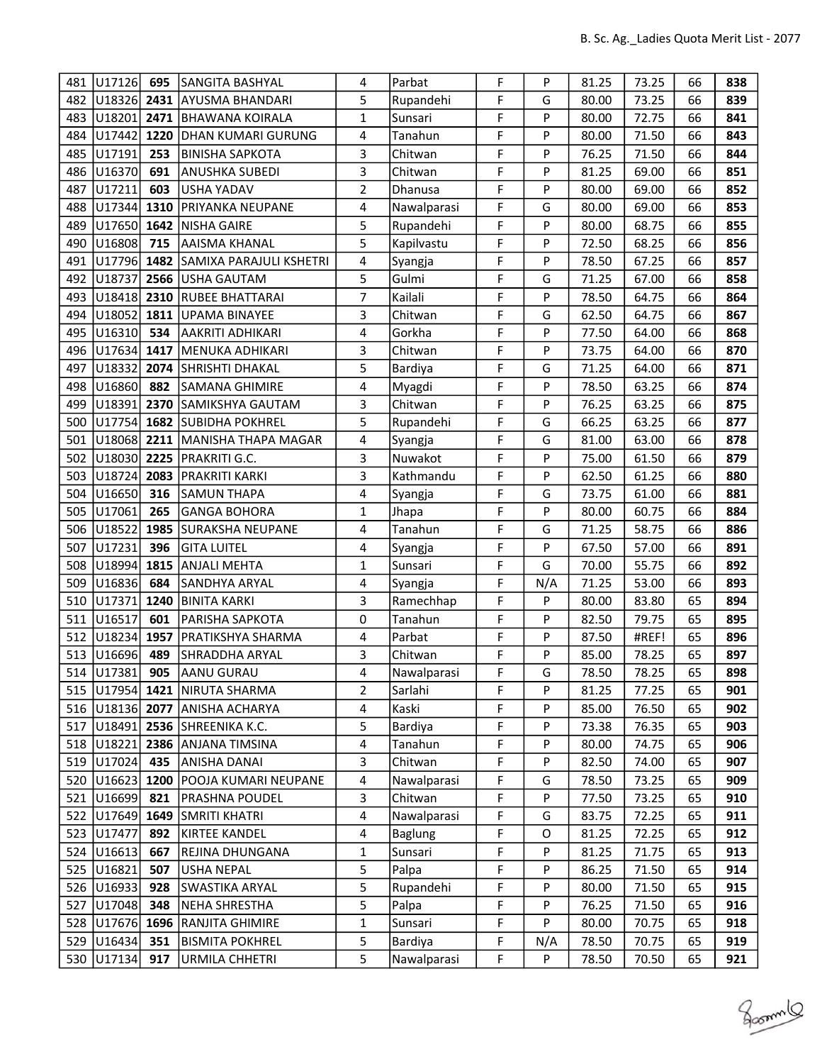| 481 | U17126 | **695** | SANGITA BASHYAL | 4 | Parbat | F | P | 81.25 | 73.25 | 66 | **838** |
|---|---|---|---|---|---|---|---|---|---|---|---|
| 482 | U18326 | **2431** | AYUSMA BHANDARI | 5 | Rupandehi | F | G | 80.00 | 73.25 | 66 | **839** |
| 483 | U18201 | **2471** | BHAWANA KOIRALA | 1 | Sunsari | F | P | 80.00 | 72.75 | 66 | **841** |
| 484 | U17442 | **1220** | DHAN KUMARI GURUNG | 4 | Tanahun | F | P | 80.00 | 71.50 | 66 | **843** |
| 485 | U17191 | **253** | BINISHA SAPKOTA | 3 | Chitwan | F | P | 76.25 | 71.50 | 66 | **844** |
| 486 | U16370 | **691** | ANUSHKA SUBEDI | 3 | Chitwan | F | P | 81.25 | 69.00 | 66 | **851** |
| 487 | U17211 | **603** | USHA YADAV | 2 | Dhanusa | F | P | 80.00 | 69.00 | 66 | **852** |
| 488 | U17344 | **1310** | PRIYANKA NEUPANE | 4 | Nawalparasi | F | G | 80.00 | 69.00 | 66 | **853** |
| 489 | U17650 | **1642** | NISHA GAIRE | 5 | Rupandehi | F | P | 80.00 | 68.75 | 66 | **855** |
| 490 | U16808 | **715** | AAISMA KHANAL | 5 | Kapilvastu | F | P | 72.50 | 68.25 | 66 | **856** |
| 491 | U17796 | **1482** | SAMIXA PARAJULI KSHETRI | 4 | Syangja | F | P | 78.50 | 67.25 | 66 | **857** |
| 492 | U18737 | **2566** | USHA GAUTAM | 5 | Gulmi | F | G | 71.25 | 67.00 | 66 | **858** |
| 493 | U18418 | **2310** | RUBEE BHATTARAI | 7 | Kailali | F | P | 78.50 | 64.75 | 66 | **864** |
| 494 | U18052 | **1811** | UPAMA BINAYEE | 3 | Chitwan | F | G | 62.50 | 64.75 | 66 | **867** |
| 495 | U16310 | **534** | AAKRITI ADHIKARI | 4 | Gorkha | F | P | 77.50 | 64.00 | 66 | **868** |
| 496 | U17634 | **1417** | MENUKA ADHIKARI | 3 | Chitwan | F | P | 73.75 | 64.00 | 66 | **870** |
| 497 | U18332 | **2074** | SHRISHTI DHAKAL | 5 | Bardiya | F | G | 71.25 | 64.00 | 66 | **871** |
| 498 | U16860 | **882** | SAMANA GHIMIRE | 4 | Myagdi | F | P | 78.50 | 63.25 | 66 | **874** |
| 499 | U18391 | **2370** | SAMIKSHYA GAUTAM | 3 | Chitwan | F | P | 76.25 | 63.25 | 66 | **875** |
| 500 | U17754 | **1682** | SUBIDHA POKHREL | 5 | Rupandehi | F | G | 66.25 | 63.25 | 66 | **877** |
| 501 | U18068 | **2211** | MANISHA THAPA MAGAR | 4 | Syangja | F | G | 81.00 | 63.00 | 66 | **878** |
| 502 | U18030 | **2225** | PRAKRITI G.C. | 3 | Nuwakot | F | P | 75.00 | 61.50 | 66 | **879** |
| 503 | U18724 | **2083** | PRAKRITI KARKI | 3 | Kathmandu | F | P | 62.50 | 61.25 | 66 | **880** |
| 504 | U16650 | **316** | SAMUN THAPA | 4 | Syangja | F | G | 73.75 | 61.00 | 66 | **881** |
| 505 | U17061 | **265** | GANGA BOHORA | 1 | Jhapa | F | P | 80.00 | 60.75 | 66 | **884** |
| 506 | U18522 | **1985** | SURAKSHA NEUPANE | 4 | Tanahun | F | G | 71.25 | 58.75 | 66 | **886** |
| 507 | U17231 | **396** | GITA LUITEL | 4 | Syangja | F | P | 67.50 | 57.00 | 66 | **891** |
| 508 | U18994 | **1815** | ANJALI MEHTA | 1 | Sunsari | F | G | 70.00 | 55.75 | 66 | **892** |
| 509 | U16836 | **684** | SANDHYA ARYAL | 4 | Syangja | F | N/A | 71.25 | 53.00 | 66 | **893** |
| 510 | U17371 | **1240** | BINITA KARKI | 3 | Ramechhap | F | P | 80.00 | 83.80 | 65 | **894** |
| 511 | U16517 | **601** | PARISHA SAPKOTA | 0 | Tanahun | F | P | 82.50 | 79.75 | 65 | **895** |
| 512 | U18234 | **1957** | PRATIKSHYA SHARMA | 4 | Parbat | F | P | 87.50 | #REF! | 65 | **896** |
| 513 | U16696 | **489** | SHRADDHA ARYAL | 3 | Chitwan | F | P | 85.00 | 78.25 | 65 | **897** |
| 514 | U17381 | **905** | AANU GURAU | 4 | Nawalparasi | F | G | 78.50 | 78.25 | 65 | **898** |
| 515 | U17954 | **1421** | NIRUTA SHARMA | 2 | Sarlahi | F | P | 81.25 | 77.25 | 65 | **901** |
| 516 | U18136 | **2077** | ANISHA ACHARYA | 4 | Kaski | F | P | 85.00 | 76.50 | 65 | **902** |
| 517 | U18491 | **2536** | SHREENIKA K.C. | 5 | Bardiya | F | P | 73.38 | 76.35 | 65 | **903** |
| 518 | U18221 | **2386** | ANJANA TIMSINA | 4 | Tanahun | F | P | 80.00 | 74.75 | 65 | **906** |
| 519 | U17024 | **435** | ANISHA DANAI | 3 | Chitwan | F | P | 82.50 | 74.00 | 65 | **907** |
| 520 | U16623 | **1200** | POOJA KUMARI NEUPANE | 4 | Nawalparasi | F | G | 78.50 | 73.25 | 65 | **909** |
| 521 | U16699 | **821** | PRASHNA POUDEL | 3 | Chitwan | F | P | 77.50 | 73.25 | 65 | **910** |
| 522 | U17649 | **1649** | SMRITI KHATRI | 4 | Nawalparasi | F | G | 83.75 | 72.25 | 65 | **911** |
| 523 | U17477 | **892** | KIRTEE KANDEL | 4 | Baglung | F | O | 81.25 | 72.25 | 65 | **912** |
| 524 | U16613 | **667** | REJINA DHUNGANA | 1 | Sunsari | F | P | 81.25 | 71.75 | 65 | **913** |
| 525 | U16821 | **507** | USHA NEPAL | 5 | Palpa | F | P | 86.25 | 71.50 | 65 | **914** |
| 526 | U16933 | **928** | SWASTIKA ARYAL | 5 | Rupandehi | F | P | 80.00 | 71.50 | 65 | **915** |
| 527 | U17048 | **348** | NEHA SHRESTHA | 5 | Palpa | F | P | 76.25 | 71.50 | 65 | **916** |
| 528 | U17676 | **1696** | RANJITA GHIMIRE | 1 | Sunsari | F | P | 80.00 | 70.75 | 65 | **918** |
| 529 | U16434 | **351** | BISMITA POKHREL | 5 | Bardiya | F | N/A | 78.50 | 70.75 | 65 | **919** |
| 530 | U17134 | **917** | URMILA CHHETRI | 5 | Nawalparasi | F | P | 78.50 | 70.50 | 65 | **921** |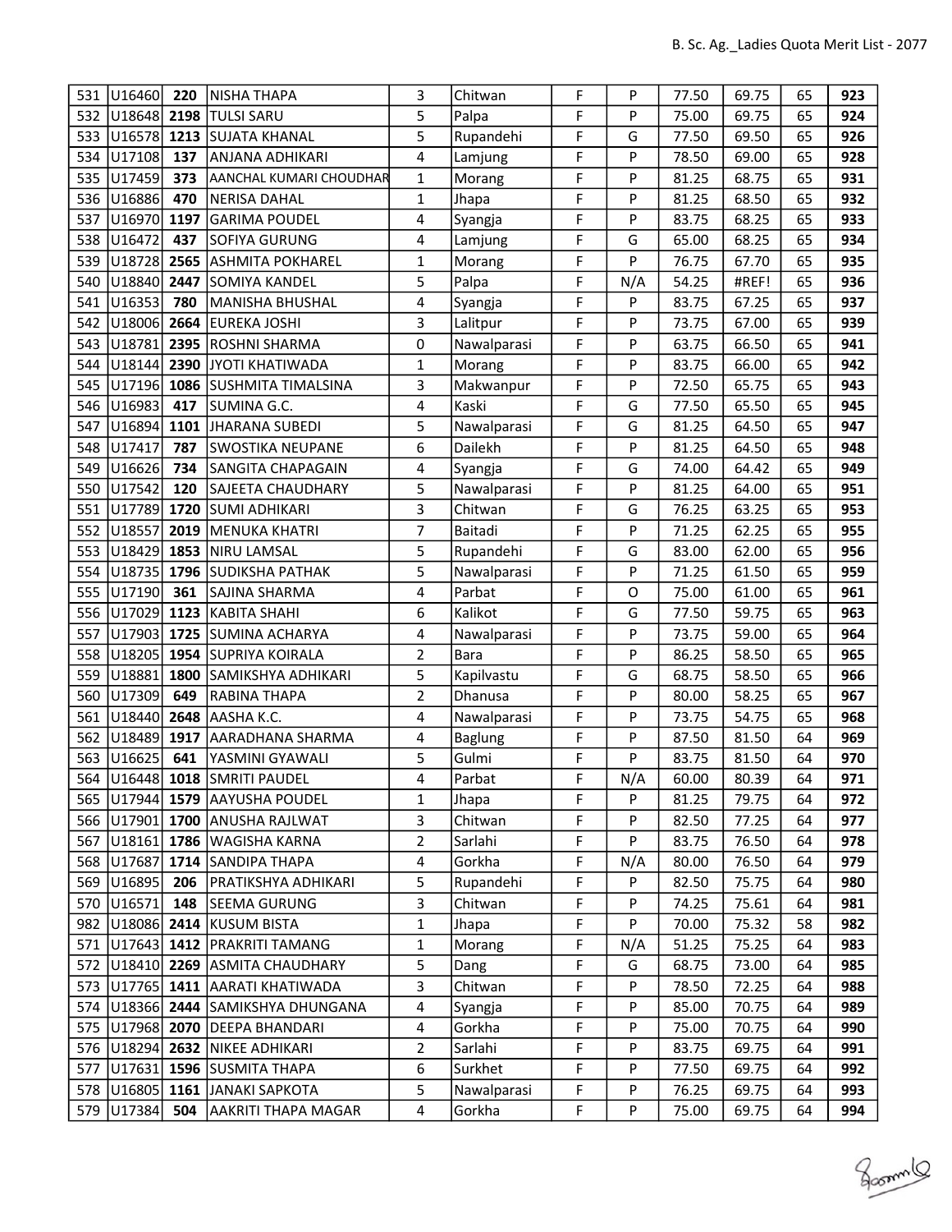| | | | | | | | | | | | |
|---|---|---|---|---|---|---|---|---|---|---|---|
| 531 | U16460 | **220** | NISHA THAPA | 3 | Chitwan | F | P | 77.50 | 69.75 | 65 | **923** |
| 532 | U18648 | **2198** | TULSI SARU | 5 | Palpa | F | P | 75.00 | 69.75 | 65 | **924** |
| 533 | U16578 | **1213** | SUJATA KHANAL | 5 | Rupandehi | F | G | 77.50 | 69.50 | 65 | **926** |
| 534 | U17108 | **137** | ANJANA ADHIKARI | 4 | Lamjung | F | P | 78.50 | 69.00 | 65 | **928** |
| 535 | U17459 | **373** | AANCHAL KUMARI CHOUDHAR | 1 | Morang | F | P | 81.25 | 68.75 | 65 | **931** |
| 536 | U16886 | **470** | NERISA DAHAL | 1 | Jhapa | F | P | 81.25 | 68.50 | 65 | **932** |
| 537 | U16970 | **1197** | GARIMA POUDEL | 4 | Syangja | F | P | 83.75 | 68.25 | 65 | **933** |
| 538 | U16472 | **437** | SOFIYA GURUNG | 4 | Lamjung | F | G | 65.00 | 68.25 | 65 | **934** |
| 539 | U18728 | **2565** | ASHMITA POKHAREL | 1 | Morang | F | P | 76.75 | 67.70 | 65 | **935** |
| 540 | U18840 | **2447** | SOMIYA KANDEL | 5 | Palpa | F | N/A | 54.25 | #REF! | 65 | **936** |
| 541 | U16353 | **780** | MANISHA BHUSHAL | 4 | Syangja | F | P | 83.75 | 67.25 | 65 | **937** |
| 542 | U18006 | **2664** | EUREKA JOSHI | 3 | Lalitpur | F | P | 73.75 | 67.00 | 65 | **939** |
| 543 | U18781 | **2395** | ROSHNI SHARMA | 0 | Nawalparasi | F | P | 63.75 | 66.50 | 65 | **941** |
| 544 | U18144 | **2390** | JYOTI KHATIWADA | 1 | Morang | F | P | 83.75 | 66.00 | 65 | **942** |
| 545 | U17196 | **1086** | SUSHMITA TIMALSINA | 3 | Makwanpur | F | P | 72.50 | 65.75 | 65 | **943** |
| 546 | U16983 | **417** | SUMINA G.C. | 4 | Kaski | F | G | 77.50 | 65.50 | 65 | **945** |
| 547 | U16894 | **1101** | JHARANA SUBEDI | 5 | Nawalparasi | F | G | 81.25 | 64.50 | 65 | **947** |
| 548 | U17417 | **787** | SWOSTIKA NEUPANE | 6 | Dailekh | F | P | 81.25 | 64.50 | 65 | **948** |
| 549 | U16626 | **734** | SANGITA CHAPAGAIN | 4 | Syangja | F | G | 74.00 | 64.42 | 65 | **949** |
| 550 | U17542 | **120** | SAJEETA CHAUDHARY | 5 | Nawalparasi | F | P | 81.25 | 64.00 | 65 | **951** |
| 551 | U17789 | **1720** | SUMI ADHIKARI | 3 | Chitwan | F | G | 76.25 | 63.25 | 65 | **953** |
| 552 | U18557 | **2019** | MENUKA KHATRI | 7 | Baitadi | F | P | 71.25 | 62.25 | 65 | **955** |
| 553 | U18429 | **1853** | NIRU LAMSAL | 5 | Rupandehi | F | G | 83.00 | 62.00 | 65 | **956** |
| 554 | U18735 | **1796** | SUDIKSHA PATHAK | 5 | Nawalparasi | F | P | 71.25 | 61.50 | 65 | **959** |
| 555 | U17190 | **361** | SAJINA SHARMA | 4 | Parbat | F | O | 75.00 | 61.00 | 65 | **961** |
| 556 | U17029 | **1123** | KABITA SHAHI | 6 | Kalikot | F | G | 77.50 | 59.75 | 65 | **963** |
| 557 | U17903 | **1725** | SUMINA ACHARYA | 4 | Nawalparasi | F | P | 73.75 | 59.00 | 65 | **964** |
| 558 | U18205 | **1954** | SUPRIYA KOIRALA | 2 | Bara | F | P | 86.25 | 58.50 | 65 | **965** |
| 559 | U18881 | **1800** | SAMIKSHYA ADHIKARI | 5 | Kapilvastu | F | G | 68.75 | 58.50 | 65 | **966** |
| 560 | U17309 | **649** | RABINA THAPA | 2 | Dhanusa | F | P | 80.00 | 58.25 | 65 | **967** |
| 561 | U18440 | **2648** | AASHA K.C. | 4 | Nawalparasi | F | P | 73.75 | 54.75 | 65 | **968** |
| 562 | U18489 | **1917** | AARADHANA SHARMA | 4 | Baglung | F | P | 87.50 | 81.50 | 64 | **969** |
| 563 | U16625 | **641** | YASMINI GYAWALI | 5 | Gulmi | F | P | 83.75 | 81.50 | 64 | **970** |
| 564 | U16448 | **1018** | SMRITI PAUDEL | 4 | Parbat | F | N/A | 60.00 | 80.39 | 64 | **971** |
| 565 | U17944 | **1579** | AAYUSHA POUDEL | 1 | Jhapa | F | P | 81.25 | 79.75 | 64 | **972** |
| 566 | U17901 | **1700** | ANUSHA RAJLWAT | 3 | Chitwan | F | P | 82.50 | 77.25 | 64 | **977** |
| 567 | U18161 | **1786** | WAGISHA KARNA | 2 | Sarlahi | F | P | 83.75 | 76.50 | 64 | **978** |
| 568 | U17687 | **1714** | SANDIPA THAPA | 4 | Gorkha | F | N/A | 80.00 | 76.50 | 64 | **979** |
| 569 | U16895 | **206** | PRATIKSHYA ADHIKARI | 5 | Rupandehi | F | P | 82.50 | 75.75 | 64 | **980** |
| 570 | U16571 | **148** | SEEMA GURUNG | 3 | Chitwan | F | P | 74.25 | 75.61 | 64 | **981** |
| 982 | U18086 | **2414** | KUSUM BISTA | 1 | Jhapa | F | P | 70.00 | 75.32 | 58 | **982** |
| 571 | U17643 | **1412** | PRAKRITI TAMANG | 1 | Morang | F | N/A | 51.25 | 75.25 | 64 | **983** |
| 572 | U18410 | **2269** | ASMITA CHAUDHARY | 5 | Dang | F | G | 68.75 | 73.00 | 64 | **985** |
| 573 | U17765 | **1411** | AARATI KHATIWADA | 3 | Chitwan | F | P | 78.50 | 72.25 | 64 | **988** |
| 574 | U18366 | **2444** | SAMIKSHYA DHUNGANA | 4 | Syangja | F | P | 85.00 | 70.75 | 64 | **989** |
| 575 | U17968 | **2070** | DEEPA BHANDARI | 4 | Gorkha | F | P | 75.00 | 70.75 | 64 | **990** |
| 576 | U18294 | **2632** | NIKEE ADHIKARI | 2 | Sarlahi | F | P | 83.75 | 69.75 | 64 | **991** |
| 577 | U17631 | **1596** | SUSMITA THAPA | 6 | Surkhet | F | P | 77.50 | 69.75 | 64 | **992** |
| 578 | U16805 | **1161** | JANAKI SAPKOTA | 5 | Nawalparasi | F | P | 76.25 | 69.75 | 64 | **993** |
| 579 | U17384 | **504** | AAKRITI THAPA MAGAR | 4 | Gorkha | F | P | 75.00 | 69.75 | 64 | **994** |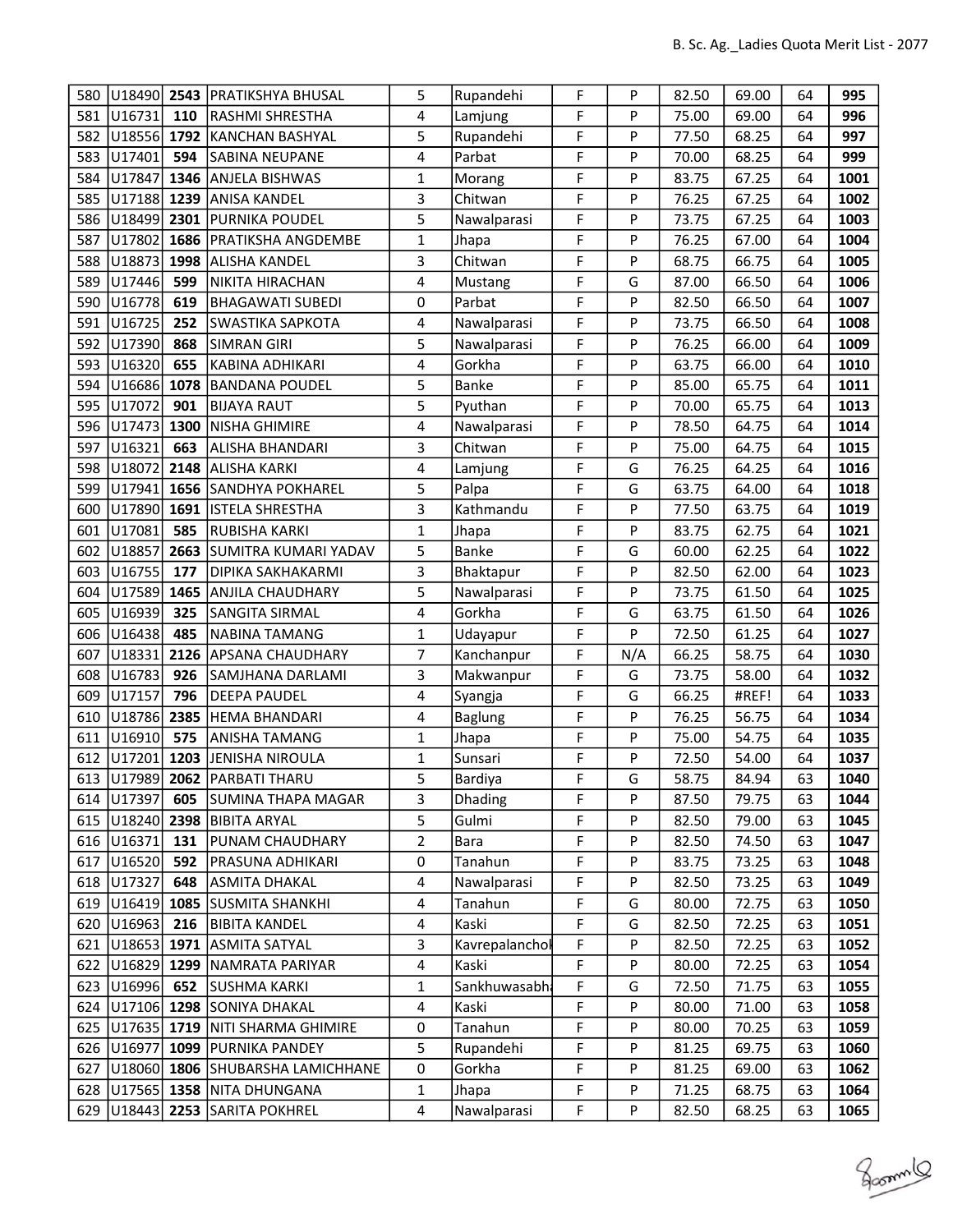| | | | | | | | | | | | |
|---|---|---|---|---|---|---|---|---|---|---|---|
| 580 | U18490 | **2543** | PRATIKSHYA BHUSAL | 5 | Rupandehi | F | P | 82.50 | 69.00 | 64 | **995** |
| 581 | U16731 | **110** | RASHMI SHRESTHA | 4 | Lamjung | F | P | 75.00 | 69.00 | 64 | **996** |
| 582 | U18556 | **1792** | KANCHAN BASHYAL | 5 | Rupandehi | F | P | 77.50 | 68.25 | 64 | **997** |
| 583 | U17401 | **594** | SABINA NEUPANE | 4 | Parbat | F | P | 70.00 | 68.25 | 64 | **999** |
| 584 | U17847 | **1346** | ANJELA BISHWAS | 1 | Morang | F | P | 83.75 | 67.25 | 64 | **1001** |
| 585 | U17188 | **1239** | ANISA KANDEL | 3 | Chitwan | F | P | 76.25 | 67.25 | 64 | **1002** |
| 586 | U18499 | **2301** | PURNIKA POUDEL | 5 | Nawalparasi | F | P | 73.75 | 67.25 | 64 | **1003** |
| 587 | U17802 | **1686** | PRATIKSHA ANGDEMBE | 1 | Jhapa | F | P | 76.25 | 67.00 | 64 | **1004** |
| 588 | U18873 | **1998** | ALISHA KANDEL | 3 | Chitwan | F | P | 68.75 | 66.75 | 64 | **1005** |
| 589 | U17446 | **599** | NIKITA HIRACHAN | 4 | Mustang | F | G | 87.00 | 66.50 | 64 | **1006** |
| 590 | U16778 | **619** | BHAGAWATI SUBEDI | 0 | Parbat | F | P | 82.50 | 66.50 | 64 | **1007** |
| 591 | U16725 | **252** | SWASTIKA SAPKOTA | 4 | Nawalparasi | F | P | 73.75 | 66.50 | 64 | **1008** |
| 592 | U17390 | **868** | SIMRAN GIRI | 5 | Nawalparasi | F | P | 76.25 | 66.00 | 64 | **1009** |
| 593 | U16320 | **655** | KABINA ADHIKARI | 4 | Gorkha | F | P | 63.75 | 66.00 | 64 | **1010** |
| 594 | U16686 | **1078** | BANDANA POUDEL | 5 | Banke | F | P | 85.00 | 65.75 | 64 | **1011** |
| 595 | U17072 | **901** | BIJAYA RAUT | 5 | Pyuthan | F | P | 70.00 | 65.75 | 64 | **1013** |
| 596 | U17473 | **1300** | NISHA GHIMIRE | 4 | Nawalparasi | F | P | 78.50 | 64.75 | 64 | **1014** |
| 597 | U16321 | **663** | ALISHA BHANDARI | 3 | Chitwan | F | P | 75.00 | 64.75 | 64 | **1015** |
| 598 | U18072 | **2148** | ALISHA KARKI | 4 | Lamjung | F | G | 76.25 | 64.25 | 64 | **1016** |
| 599 | U17941 | **1656** | SANDHYA POKHAREL | 5 | Palpa | F | G | 63.75 | 64.00 | 64 | **1018** |
| 600 | U17890 | **1691** | ISTELA SHRESTHA | 3 | Kathmandu | F | P | 77.50 | 63.75 | 64 | **1019** |
| 601 | U17081 | **585** | RUBISHA KARKI | 1 | Jhapa | F | P | 83.75 | 62.75 | 64 | **1021** |
| 602 | U18857 | **2663** | SUMITRA KUMARI YADAV | 5 | Banke | F | G | 60.00 | 62.25 | 64 | **1022** |
| 603 | U16755 | **177** | DIPIKA SAKHAKARMI | 3 | Bhaktapur | F | P | 82.50 | 62.00 | 64 | **1023** |
| 604 | U17589 | **1465** | ANJILA CHAUDHARY | 5 | Nawalparasi | F | P | 73.75 | 61.50 | 64 | **1025** |
| 605 | U16939 | **325** | SANGITA SIRMAL | 4 | Gorkha | F | G | 63.75 | 61.50 | 64 | **1026** |
| 606 | U16438 | **485** | NABINA TAMANG | 1 | Udayapur | F | P | 72.50 | 61.25 | 64 | **1027** |
| 607 | U18331 | **2126** | APSANA CHAUDHARY | 7 | Kanchanpur | F | N/A | 66.25 | 58.75 | 64 | **1030** |
| 608 | U16783 | **926** | SAMJHANA DARLAMI | 3 | Makwanpur | F | G | 73.75 | 58.00 | 64 | **1032** |
| 609 | U17157 | **796** | DEEPA PAUDEL | 4 | Syangja | F | G | 66.25 | #REF! | 64 | **1033** |
| 610 | U18786 | **2385** | HEMA BHANDARI | 4 | Baglung | F | P | 76.25 | 56.75 | 64 | **1034** |
| 611 | U16910 | **575** | ANISHA TAMANG | 1 | Jhapa | F | P | 75.00 | 54.75 | 64 | **1035** |
| 612 | U17201 | **1203** | JENISHA NIROULA | 1 | Sunsari | F | P | 72.50 | 54.00 | 64 | **1037** |
| 613 | U17989 | **2062** | PARBATI THARU | 5 | Bardiya | F | G | 58.75 | 84.94 | 63 | **1040** |
| 614 | U17397 | **605** | SUMINA THAPA MAGAR | 3 | Dhading | F | P | 87.50 | 79.75 | 63 | **1044** |
| 615 | U18240 | **2398** | BIBITA ARYAL | 5 | Gulmi | F | P | 82.50 | 79.00 | 63 | **1045** |
| 616 | U16371 | **131** | PUNAM CHAUDHARY | 2 | Bara | F | P | 82.50 | 74.50 | 63 | **1047** |
| 617 | U16520 | **592** | PRASUNA ADHIKARI | 0 | Tanahun | F | P | 83.75 | 73.25 | 63 | **1048** |
| 618 | U17327 | **648** | ASMITA DHAKAL | 4 | Nawalparasi | F | P | 82.50 | 73.25 | 63 | **1049** |
| 619 | U16419 | **1085** | SUSMITA SHANKHI | 4 | Tanahun | F | G | 80.00 | 72.75 | 63 | **1050** |
| 620 | U16963 | **216** | BIBITA KANDEL | 4 | Kaski | F | G | 82.50 | 72.25 | 63 | **1051** |
| 621 | U18653 | **1971** | ASMITA SATYAL | 3 | Kavrepalanchok | F | P | 82.50 | 72.25 | 63 | **1052** |
| 622 | U16829 | **1299** | NAMRATA PARIYAR | 4 | Kaski | F | P | 80.00 | 72.25 | 63 | **1054** |
| 623 | U16996 | **652** | SUSHMA KARKI | 1 | Sankhuwasabha | F | G | 72.50 | 71.75 | 63 | **1055** |
| 624 | U17106 | **1298** | SONIYA DHAKAL | 4 | Kaski | F | P | 80.00 | 71.00 | 63 | **1058** |
| 625 | U17635 | **1719** | NITI SHARMA GHIMIRE | 0 | Tanahun | F | P | 80.00 | 70.25 | 63 | **1059** |
| 626 | U16977 | **1099** | PURNIKA PANDEY | 5 | Rupandehi | F | P | 81.25 | 69.75 | 63 | **1060** |
| 627 | U18060 | **1806** | SHUBARSHA LAMICHHANE | 0 | Gorkha | F | P | 81.25 | 69.00 | 63 | **1062** |
| 628 | U17565 | **1358** | NITA DHUNGANA | 1 | Jhapa | F | P | 71.25 | 68.75 | 63 | **1064** |
| 629 | U18443 | **2253** | SARITA POKHREL | 4 | Nawalparasi | F | P | 82.50 | 68.25 | 63 | **1065** |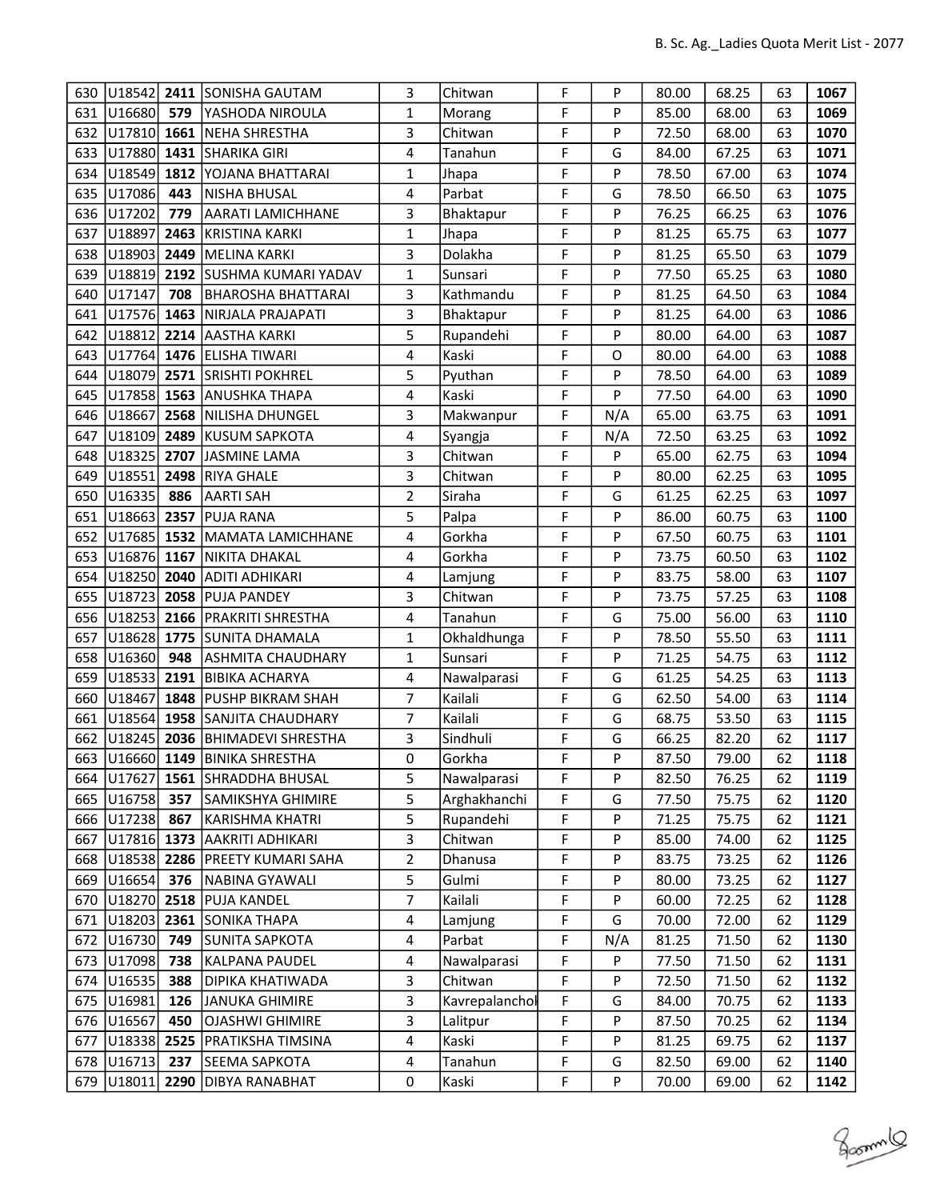| | | | | | | | | | | | |
|---|---|---|---|---|---|---|---|---|---|---|---|
| 630 | U18542 | **2411** | SONISHA GAUTAM | 3 | Chitwan | F | P | 80.00 | 68.25 | 63 | **1067** |
| 631 | U16680 | **579** | YASHODA NIROULA | 1 | Morang | F | P | 85.00 | 68.00 | 63 | **1069** |
| 632 | U17810 | **1661** | NEHA SHRESTHA | 3 | Chitwan | F | P | 72.50 | 68.00 | 63 | **1070** |
| 633 | U17880 | **1431** | SHARIKA GIRI | 4 | Tanahun | F | G | 84.00 | 67.25 | 63 | **1071** |
| 634 | U18549 | **1812** | YOJANA BHATTARAI | 1 | Jhapa | F | P | 78.50 | 67.00 | 63 | **1074** |
| 635 | U17086 | **443** | NISHA BHUSAL | 4 | Parbat | F | G | 78.50 | 66.50 | 63 | **1075** |
| 636 | U17202 | **779** | AARATI LAMICHHANE | 3 | Bhaktapur | F | P | 76.25 | 66.25 | 63 | **1076** |
| 637 | U18897 | **2463** | KRISTINA KARKI | 1 | Jhapa | F | P | 81.25 | 65.75 | 63 | **1077** |
| 638 | U18903 | **2449** | MELINA KARKI | 3 | Dolakha | F | P | 81.25 | 65.50 | 63 | **1079** |
| 639 | U18819 | **2192** | SUSHMA KUMARI YADAV | 1 | Sunsari | F | P | 77.50 | 65.25 | 63 | **1080** |
| 640 | U17147 | **708** | BHAROSHA BHATTARAI | 3 | Kathmandu | F | P | 81.25 | 64.50 | 63 | **1084** |
| 641 | U17576 | **1463** | NIRJALA PRAJAPATI | 3 | Bhaktapur | F | P | 81.25 | 64.00 | 63 | **1086** |
| 642 | U18812 | **2214** | AASTHA KARKI | 5 | Rupandehi | F | P | 80.00 | 64.00 | 63 | **1087** |
| 643 | U17764 | **1476** | ELISHA TIWARI | 4 | Kaski | F | O | 80.00 | 64.00 | 63 | **1088** |
| 644 | U18079 | **2571** | SRISHTI POKHREL | 5 | Pyuthan | F | P | 78.50 | 64.00 | 63 | **1089** |
| 645 | U17858 | **1563** | ANUSHKA THAPA | 4 | Kaski | F | P | 77.50 | 64.00 | 63 | **1090** |
| 646 | U18667 | **2568** | NILISHA DHUNGEL | 3 | Makwanpur | F | N/A | 65.00 | 63.75 | 63 | **1091** |
| 647 | U18109 | **2489** | KUSUM SAPKOTA | 4 | Syangja | F | N/A | 72.50 | 63.25 | 63 | **1092** |
| 648 | U18325 | **2707** | JASMINE LAMA | 3 | Chitwan | F | P | 65.00 | 62.75 | 63 | **1094** |
| 649 | U18551 | **2498** | RIYA GHALE | 3 | Chitwan | F | P | 80.00 | 62.25 | 63 | **1095** |
| 650 | U16335 | **886** | AARTI SAH | 2 | Siraha | F | G | 61.25 | 62.25 | 63 | **1097** |
| 651 | U18663 | **2357** | PUJA RANA | 5 | Palpa | F | P | 86.00 | 60.75 | 63 | **1100** |
| 652 | U17685 | **1532** | MAMATA LAMICHHANE | 4 | Gorkha | F | P | 67.50 | 60.75 | 63 | **1101** |
| 653 | U16876 | **1167** | NIKITA DHAKAL | 4 | Gorkha | F | P | 73.75 | 60.50 | 63 | **1102** |
| 654 | U18250 | **2040** | ADITI ADHIKARI | 4 | Lamjung | F | P | 83.75 | 58.00 | 63 | **1107** |
| 655 | U18723 | **2058** | PUJA PANDEY | 3 | Chitwan | F | P | 73.75 | 57.25 | 63 | **1108** |
| 656 | U18253 | **2166** | PRAKRITI SHRESTHA | 4 | Tanahun | F | G | 75.00 | 56.00 | 63 | **1110** |
| 657 | U18628 | **1775** | SUNITA DHAMALA | 1 | Okhaldhunga | F | P | 78.50 | 55.50 | 63 | **1111** |
| 658 | U16360 | **948** | ASHMITA CHAUDHARY | 1 | Sunsari | F | P | 71.25 | 54.75 | 63 | **1112** |
| 659 | U18533 | **2191** | BIBIKA ACHARYA | 4 | Nawalparasi | F | G | 61.25 | 54.25 | 63 | **1113** |
| 660 | U18467 | **1848** | PUSHP BIKRAM SHAH | 7 | Kailali | F | G | 62.50 | 54.00 | 63 | **1114** |
| 661 | U18564 | **1958** | SANJITA CHAUDHARY | 7 | Kailali | F | G | 68.75 | 53.50 | 63 | **1115** |
| 662 | U18245 | **2036** | BHIMADEVI SHRESTHA | 3 | Sindhuli | F | G | 66.25 | 82.20 | 62 | **1117** |
| 663 | U16660 | **1149** | BINIKA SHRESTHA | 0 | Gorkha | F | P | 87.50 | 79.00 | 62 | **1118** |
| 664 | U17627 | **1561** | SHRADDHA BHUSAL | 5 | Nawalparasi | F | P | 82.50 | 76.25 | 62 | **1119** |
| 665 | U16758 | **357** | SAMIKSHYA GHIMIRE | 5 | Arghakhanchi | F | G | 77.50 | 75.75 | 62 | **1120** |
| 666 | U17238 | **867** | KARISHMA KHATRI | 5 | Rupandehi | F | P | 71.25 | 75.75 | 62 | **1121** |
| 667 | U17816 | **1373** | AAKRITI ADHIKARI | 3 | Chitwan | F | P | 85.00 | 74.00 | 62 | **1125** |
| 668 | U18538 | **2286** | PREETY KUMARI SAHA | 2 | Dhanusa | F | P | 83.75 | 73.25 | 62 | **1126** |
| 669 | U16654 | **376** | NABINA GYAWALI | 5 | Gulmi | F | P | 80.00 | 73.25 | 62 | **1127** |
| 670 | U18270 | **2518** | PUJA KANDEL | 7 | Kailali | F | P | 60.00 | 72.25 | 62 | **1128** |
| 671 | U18203 | **2361** | SONIKA THAPA | 4 | Lamjung | F | G | 70.00 | 72.00 | 62 | **1129** |
| 672 | U16730 | **749** | SUNITA SAPKOTA | 4 | Parbat | F | N/A | 81.25 | 71.50 | 62 | **1130** |
| 673 | U17098 | **738** | KALPANA PAUDEL | 4 | Nawalparasi | F | P | 77.50 | 71.50 | 62 | **1131** |
| 674 | U16535 | **388** | DIPIKA KHATIWADA | 3 | Chitwan | F | P | 72.50 | 71.50 | 62 | **1132** |
| 675 | U16981 | **126** | JANUKA GHIMIRE | 3 | Kavrepalanchok | F | G | 84.00 | 70.75 | 62 | **1133** |
| 676 | U16567 | **450** | OJASHWI GHIMIRE | 3 | Lalitpur | F | P | 87.50 | 70.25 | 62 | **1134** |
| 677 | U18338 | **2525** | PRATIKSHA TIMSINA | 4 | Kaski | F | P | 81.25 | 69.75 | 62 | **1137** |
| 678 | U16713 | **237** | SEEMA SAPKOTA | 4 | Tanahun | F | G | 82.50 | 69.00 | 62 | **1140** |
| 679 | U18011 | **2290** | DIBYA RANABHAT | 0 | Kaski | F | P | 70.00 | 69.00 | 62 | **1142** |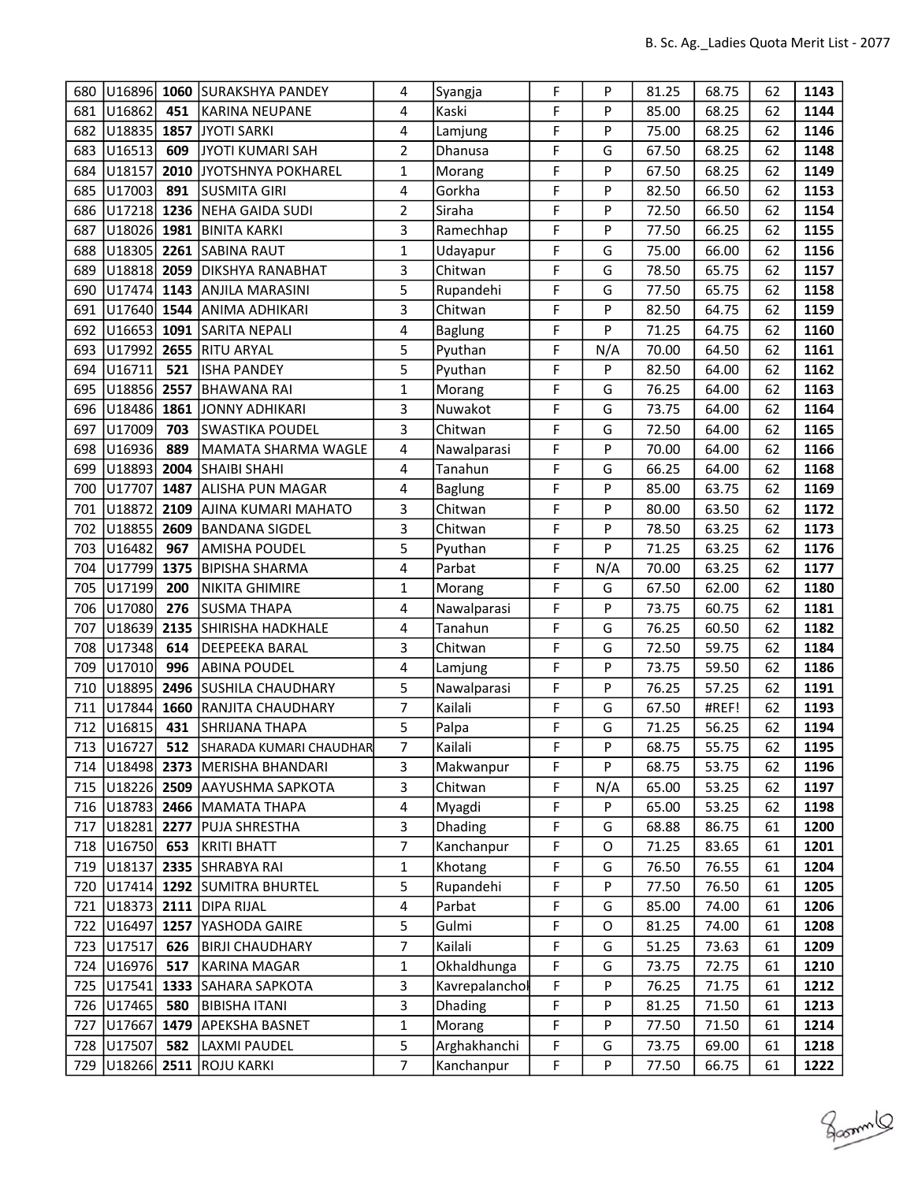| | | | | | | | | | | | |
|---|---|---|---|---|---|---|---|---|---|---|---|
| 680 | U16896 | **1060** | SURAKSHYA PANDEY | 4 | Syangja | F | P | 81.25 | 68.75 | 62 | **1143** |
| 681 | U16862 | **451** | KARINA NEUPANE | 4 | Kaski | F | P | 85.00 | 68.25 | 62 | **1144** |
| 682 | U18835 | **1857** | JYOTI SARKI | 4 | Lamjung | F | P | 75.00 | 68.25 | 62 | **1146** |
| 683 | U16513 | **609** | JYOTI KUMARI SAH | 2 | Dhanusa | F | G | 67.50 | 68.25 | 62 | **1148** |
| 684 | U18157 | **2010** | JYOTSHNYA POKHAREL | 1 | Morang | F | P | 67.50 | 68.25 | 62 | **1149** |
| 685 | U17003 | **891** | SUSMITA GIRI | 4 | Gorkha | F | P | 82.50 | 66.50 | 62 | **1153** |
| 686 | U17218 | **1236** | NEHA GAIDA SUDI | 2 | Siraha | F | P | 72.50 | 66.50 | 62 | **1154** |
| 687 | U18026 | **1981** | BINITA KARKI | 3 | Ramechhap | F | P | 77.50 | 66.25 | 62 | **1155** |
| 688 | U18305 | **2261** | SABINA RAUT | 1 | Udayapur | F | G | 75.00 | 66.00 | 62 | **1156** |
| 689 | U18818 | **2059** | DIKSHYA RANABHAT | 3 | Chitwan | F | G | 78.50 | 65.75 | 62 | **1157** |
| 690 | U17474 | **1143** | ANJILA MARASINI | 5 | Rupandehi | F | G | 77.50 | 65.75 | 62 | **1158** |
| 691 | U17640 | **1544** | ANIMA ADHIKARI | 3 | Chitwan | F | P | 82.50 | 64.75 | 62 | **1159** |
| 692 | U16653 | **1091** | SARITA NEPALI | 4 | Baglung | F | P | 71.25 | 64.75 | 62 | **1160** |
| 693 | U17992 | **2655** | RITU ARYAL | 5 | Pyuthan | F | N/A | 70.00 | 64.50 | 62 | **1161** |
| 694 | U16711 | **521** | ISHA PANDEY | 5 | Pyuthan | F | P | 82.50 | 64.00 | 62 | **1162** |
| 695 | U18856 | **2557** | BHAWANA RAI | 1 | Morang | F | G | 76.25 | 64.00 | 62 | **1163** |
| 696 | U18486 | **1861** | JONNY ADHIKARI | 3 | Nuwakot | F | G | 73.75 | 64.00 | 62 | **1164** |
| 697 | U17009 | **703** | SWASTIKA POUDEL | 3 | Chitwan | F | G | 72.50 | 64.00 | 62 | **1165** |
| 698 | U16936 | **889** | MAMATA SHARMA WAGLE | 4 | Nawalparasi | F | P | 70.00 | 64.00 | 62 | **1166** |
| 699 | U18893 | **2004** | SHAIBI SHAHI | 4 | Tanahun | F | G | 66.25 | 64.00 | 62 | **1168** |
| 700 | U17707 | **1487** | ALISHA PUN MAGAR | 4 | Baglung | F | P | 85.00 | 63.75 | 62 | **1169** |
| 701 | U18872 | **2109** | AJINA KUMARI MAHATO | 3 | Chitwan | F | P | 80.00 | 63.50 | 62 | **1172** |
| 702 | U18855 | **2609** | BANDANA SIGDEL | 3 | Chitwan | F | P | 78.50 | 63.25 | 62 | **1173** |
| 703 | U16482 | **967** | AMISHA POUDEL | 5 | Pyuthan | F | P | 71.25 | 63.25 | 62 | **1176** |
| 704 | U17799 | **1375** | BIPISHA SHARMA | 4 | Parbat | F | N/A | 70.00 | 63.25 | 62 | **1177** |
| 705 | U17199 | **200** | NIKITA GHIMIRE | 1 | Morang | F | G | 67.50 | 62.00 | 62 | **1180** |
| 706 | U17080 | **276** | SUSMA THAPA | 4 | Nawalparasi | F | P | 73.75 | 60.75 | 62 | **1181** |
| 707 | U18639 | **2135** | SHIRISHA HADKHALE | 4 | Tanahun | F | G | 76.25 | 60.50 | 62 | **1182** |
| 708 | U17348 | **614** | DEEPEEKA BARAL | 3 | Chitwan | F | G | 72.50 | 59.75 | 62 | **1184** |
| 709 | U17010 | **996** | ABINA POUDEL | 4 | Lamjung | F | P | 73.75 | 59.50 | 62 | **1186** |
| 710 | U18895 | **2496** | SUSHILA CHAUDHARY | 5 | Nawalparasi | F | P | 76.25 | 57.25 | 62 | **1191** |
| 711 | U17844 | **1660** | RANJITA CHAUDHARY | 7 | Kailali | F | G | 67.50 | #REF! | 62 | **1193** |
| 712 | U16815 | **431** | SHRIJANA THAPA | 5 | Palpa | F | G | 71.25 | 56.25 | 62 | **1194** |
| 713 | U16727 | **512** | SHARADA KUMARI CHAUDHAR | 7 | Kailali | F | P | 68.75 | 55.75 | 62 | **1195** |
| 714 | U18498 | **2373** | MERISHA BHANDARI | 3 | Makwanpur | F | P | 68.75 | 53.75 | 62 | **1196** |
| 715 | U18226 | **2509** | AAYUSHMA SAPKOTA | 3 | Chitwan | F | N/A | 65.00 | 53.25 | 62 | **1197** |
| 716 | U18783 | **2466** | MAMATA THAPA | 4 | Myagdi | F | P | 65.00 | 53.25 | 62 | **1198** |
| 717 | U18281 | **2277** | PUJA SHRESTHA | 3 | Dhading | F | G | 68.88 | 86.75 | 61 | **1200** |
| 718 | U16750 | **653** | KRITI BHATT | 7 | Kanchanpur | F | O | 71.25 | 83.65 | 61 | **1201** |
| 719 | U18137 | **2335** | SHRABYA RAI | 1 | Khotang | F | G | 76.50 | 76.55 | 61 | **1204** |
| 720 | U17414 | **1292** | SUMITRA BHURTEL | 5 | Rupandehi | F | P | 77.50 | 76.50 | 61 | **1205** |
| 721 | U18373 | **2111** | DIPA RIJAL | 4 | Parbat | F | G | 85.00 | 74.00 | 61 | **1206** |
| 722 | U16497 | **1257** | YASHODA GAIRE | 5 | Gulmi | F | O | 81.25 | 74.00 | 61 | **1208** |
| 723 | U17517 | **626** | BIRJI CHAUDHARY | 7 | Kailali | F | G | 51.25 | 73.63 | 61 | **1209** |
| 724 | U16976 | **517** | KARINA MAGAR | 1 | Okhaldhunga | F | G | 73.75 | 72.75 | 61 | **1210** |
| 725 | U17541 | **1333** | SAHARA SAPKOTA | 3 | Kavrepalanchol | F | P | 76.25 | 71.75 | 61 | **1212** |
| 726 | U17465 | **580** | BIBISHA ITANI | 3 | Dhading | F | P | 81.25 | 71.50 | 61 | **1213** |
| 727 | U17667 | **1479** | APEKSHA BASNET | 1 | Morang | F | P | 77.50 | 71.50 | 61 | **1214** |
| 728 | U17507 | **582** | LAXMI PAUDEL | 5 | Arghakhanchi | F | G | 73.75 | 69.00 | 61 | **1218** |
| 729 | U18266 | **2511** | ROJU KARKI | 7 | Kanchanpur | F | P | 77.50 | 66.75 | 61 | **1222** |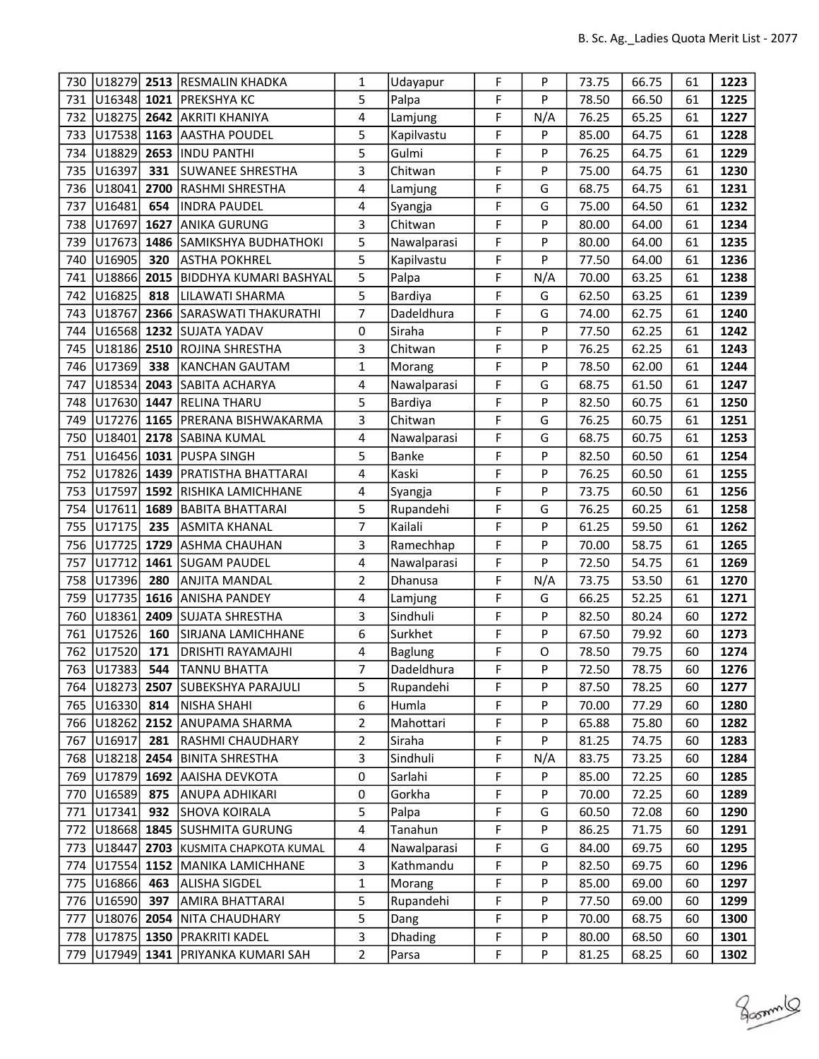| | | | | | | | | | | | |
|---|---|---|---|---|---|---|---|---|---|---|---|
| 730 | U18279 | **2513** | RESMALIN KHADKA | 1 | Udayapur | F | P | 73.75 | 66.75 | 61 | **1223** |
| 731 | U16348 | **1021** | PREKSHYA KC | 5 | Palpa | F | P | 78.50 | 66.50 | 61 | **1225** |
| 732 | U18275 | **2642** | AKRITI KHANIYA | 4 | Lamjung | F | N/A | 76.25 | 65.25 | 61 | **1227** |
| 733 | U17538 | **1163** | AASTHA POUDEL | 5 | Kapilvastu | F | P | 85.00 | 64.75 | 61 | **1228** |
| 734 | U18829 | **2653** | INDU PANTHI | 5 | Gulmi | F | P | 76.25 | 64.75 | 61 | **1229** |
| 735 | U16397 | **331** | SUWANEE SHRESTHA | 3 | Chitwan | F | P | 75.00 | 64.75 | 61 | **1230** |
| 736 | U18041 | **2700** | RASHMI SHRESTHA | 4 | Lamjung | F | G | 68.75 | 64.75 | 61 | **1231** |
| 737 | U16481 | **654** | INDRA PAUDEL | 4 | Syangja | F | G | 75.00 | 64.50 | 61 | **1232** |
| 738 | U17697 | **1627** | ANIKA GURUNG | 3 | Chitwan | F | P | 80.00 | 64.00 | 61 | **1234** |
| 739 | U17673 | **1486** | SAMIKSHYA BUDHATHOKI | 5 | Nawalparasi | F | P | 80.00 | 64.00 | 61 | **1235** |
| 740 | U16905 | **320** | ASTHA POKHREL | 5 | Kapilvastu | F | P | 77.50 | 64.00 | 61 | **1236** |
| 741 | U18866 | **2015** | BIDDHYA KUMARI BASHYAL | 5 | Palpa | F | N/A | 70.00 | 63.25 | 61 | **1238** |
| 742 | U16825 | **818** | LILAWATI SHARMA | 5 | Bardiya | F | G | 62.50 | 63.25 | 61 | **1239** |
| 743 | U18767 | **2366** | SARASWATI THAKURATHI | 7 | Dadeldhura | F | G | 74.00 | 62.75 | 61 | **1240** |
| 744 | U16568 | **1232** | SUJATA YADAV | 0 | Siraha | F | P | 77.50 | 62.25 | 61 | **1242** |
| 745 | U18186 | **2510** | ROJINA SHRESTHA | 3 | Chitwan | F | P | 76.25 | 62.25 | 61 | **1243** |
| 746 | U17369 | **338** | KANCHAN GAUTAM | 1 | Morang | F | P | 78.50 | 62.00 | 61 | **1244** |
| 747 | U18534 | **2043** | SABITA ACHARYA | 4 | Nawalparasi | F | G | 68.75 | 61.50 | 61 | **1247** |
| 748 | U17630 | **1447** | RELINA THARU | 5 | Bardiya | F | P | 82.50 | 60.75 | 61 | **1250** |
| 749 | U17276 | **1165** | PRERANA BISHWAKARMA | 3 | Chitwan | F | G | 76.25 | 60.75 | 61 | **1251** |
| 750 | U18401 | **2178** | SABINA KUMAL | 4 | Nawalparasi | F | G | 68.75 | 60.75 | 61 | **1253** |
| 751 | U16456 | **1031** | PUSPA SINGH | 5 | Banke | F | P | 82.50 | 60.50 | 61 | **1254** |
| 752 | U17826 | **1439** | PRATISTHA BHATTARAI | 4 | Kaski | F | P | 76.25 | 60.50 | 61 | **1255** |
| 753 | U17597 | **1592** | RISHIKA LAMICHHANE | 4 | Syangja | F | P | 73.75 | 60.50 | 61 | **1256** |
| 754 | U17611 | **1689** | BABITA BHATTARAI | 5 | Rupandehi | F | G | 76.25 | 60.25 | 61 | **1258** |
| 755 | U17175 | **235** | ASMITA KHANAL | 7 | Kailali | F | P | 61.25 | 59.50 | 61 | **1262** |
| 756 | U17725 | **1729** | ASHMA CHAUHAN | 3 | Ramechhap | F | P | 70.00 | 58.75 | 61 | **1265** |
| 757 | U17712 | **1461** | SUGAM PAUDEL | 4 | Nawalparasi | F | P | 72.50 | 54.75 | 61 | **1269** |
| 758 | U17396 | **280** | ANJITA MANDAL | 2 | Dhanusa | F | N/A | 73.75 | 53.50 | 61 | **1270** |
| 759 | U17735 | **1616** | ANISHA PANDEY | 4 | Lamjung | F | G | 66.25 | 52.25 | 61 | **1271** |
| 760 | U18361 | **2409** | SUJATA SHRESTHA | 3 | Sindhuli | F | P | 82.50 | 80.24 | 60 | **1272** |
| 761 | U17526 | **160** | SIRJANA LAMICHHANE | 6 | Surkhet | F | P | 67.50 | 79.92 | 60 | **1273** |
| 762 | U17520 | **171** | DRISHTI RAYAMAJHI | 4 | Baglung | F | O | 78.50 | 79.75 | 60 | **1274** |
| 763 | U17383 | **544** | TANNU BHATTA | 7 | Dadeldhura | F | P | 72.50 | 78.75 | 60 | **1276** |
| 764 | U18273 | **2507** | SUBEKSHYA PARAJULI | 5 | Rupandehi | F | P | 87.50 | 78.25 | 60 | **1277** |
| 765 | U16330 | **814** | NISHA SHAHI | 6 | Humla | F | P | 70.00 | 77.29 | 60 | **1280** |
| 766 | U18262 | **2152** | ANUPAMA SHARMA | 2 | Mahottari | F | P | 65.88 | 75.80 | 60 | **1282** |
| 767 | U16917 | **281** | RASHMI CHAUDHARY | 2 | Siraha | F | P | 81.25 | 74.75 | 60 | **1283** |
| 768 | U18218 | **2454** | BINITA SHRESTHA | 3 | Sindhuli | F | N/A | 83.75 | 73.25 | 60 | **1284** |
| 769 | U17879 | **1692** | AAISHA DEVKOTA | 0 | Sarlahi | F | P | 85.00 | 72.25 | 60 | **1285** |
| 770 | U16589 | **875** | ANUPA ADHIKARI | 0 | Gorkha | F | P | 70.00 | 72.25 | 60 | **1289** |
| 771 | U17341 | **932** | SHOVA KOIRALA | 5 | Palpa | F | G | 60.50 | 72.08 | 60 | **1290** |
| 772 | U18668 | **1845** | SUSHMITA GURUNG | 4 | Tanahun | F | P | 86.25 | 71.75 | 60 | **1291** |
| 773 | U18447 | **2703** | KUSMITA CHAPKOTA KUMAL | 4 | Nawalparasi | F | G | 84.00 | 69.75 | 60 | **1295** |
| 774 | U17554 | **1152** | MANIKA LAMICHHANE | 3 | Kathmandu | F | P | 82.50 | 69.75 | 60 | **1296** |
| 775 | U16866 | **463** | ALISHA SIGDEL | 1 | Morang | F | P | 85.00 | 69.00 | 60 | **1297** |
| 776 | U16590 | **397** | AMIRA BHATTARAI | 5 | Rupandehi | F | P | 77.50 | 69.00 | 60 | **1299** |
| 777 | U18076 | **2054** | NITA CHAUDHARY | 5 | Dang | F | P | 70.00 | 68.75 | 60 | **1300** |
| 778 | U17875 | **1350** | PRAKRITI KADEL | 3 | Dhading | F | P | 80.00 | 68.50 | 60 | **1301** |
| 779 | U17949 | **1341** | PRIYANKA KUMARI SAH | 2 | Parsa | F | P | 81.25 | 68.25 | 60 | **1302** |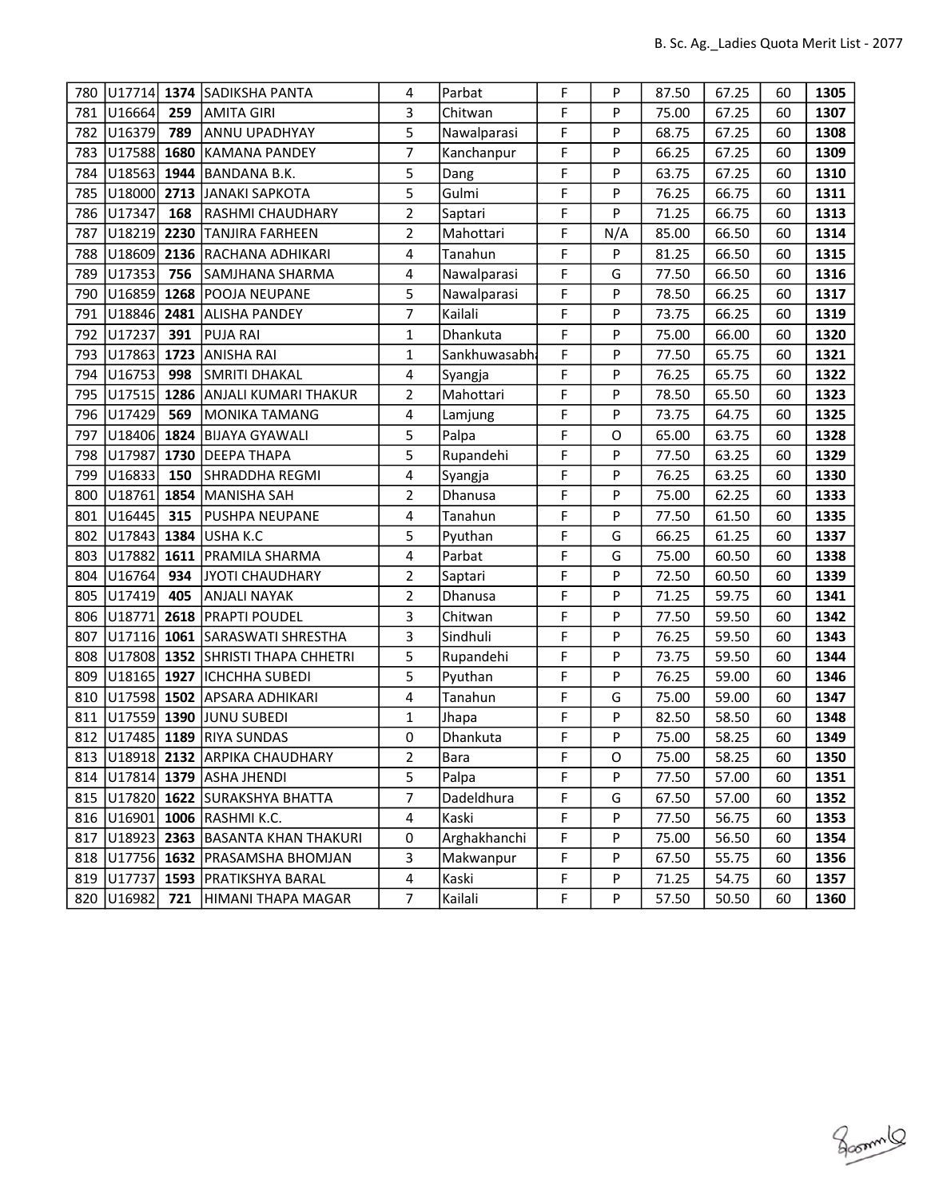| | | | | | | | | | | | |
|---|---|---|---|---|---|---|---|---|---|---|---|
| 780 | U17714 | **1374** | SADIKSHA PANTA | 4 | Parbat | F | P | 87.50 | 67.25 | 60 | **1305** |
| 781 | U16664 | **259** | AMITA GIRI | 3 | Chitwan | F | P | 75.00 | 67.25 | 60 | **1307** |
| 782 | U16379 | **789** | ANNU UPADHYAY | 5 | Nawalparasi | F | P | 68.75 | 67.25 | 60 | **1308** |
| 783 | U17588 | **1680** | KAMANA PANDEY | 7 | Kanchanpur | F | P | 66.25 | 67.25 | 60 | **1309** |
| 784 | U18563 | **1944** | BANDANA B.K. | 5 | Dang | F | P | 63.75 | 67.25 | 60 | **1310** |
| 785 | U18000 | **2713** | JANAKI SAPKOTA | 5 | Gulmi | F | P | 76.25 | 66.75 | 60 | **1311** |
| 786 | U17347 | **168** | RASHMI CHAUDHARY | 2 | Saptari | F | P | 71.25 | 66.75 | 60 | **1313** |
| 787 | U18219 | **2230** | TANJIRA FARHEEN | 2 | Mahottari | F | N/A | 85.00 | 66.50 | 60 | **1314** |
| 788 | U18609 | **2136** | RACHANA ADHIKARI | 4 | Tanahun | F | P | 81.25 | 66.50 | 60 | **1315** |
| 789 | U17353 | **756** | SAMJHANA SHARMA | 4 | Nawalparasi | F | G | 77.50 | 66.50 | 60 | **1316** |
| 790 | U16859 | **1268** | POOJA NEUPANE | 5 | Nawalparasi | F | P | 78.50 | 66.25 | 60 | **1317** |
| 791 | U18846 | **2481** | ALISHA PANDEY | 7 | Kailali | F | P | 73.75 | 66.25 | 60 | **1319** |
| 792 | U17237 | **391** | PUJA RAI | 1 | Dhankuta | F | P | 75.00 | 66.00 | 60 | **1320** |
| 793 | U17863 | **1723** | ANISHA RAI | 1 | Sankhuwasabha | F | P | 77.50 | 65.75 | 60 | **1321** |
| 794 | U16753 | **998** | SMRITI DHAKAL | 4 | Syangja | F | P | 76.25 | 65.75 | 60 | **1322** |
| 795 | U17515 | **1286** | ANJALI KUMARI THAKUR | 2 | Mahottari | F | P | 78.50 | 65.50 | 60 | **1323** |
| 796 | U17429 | **569** | MONIKA TAMANG | 4 | Lamjung | F | P | 73.75 | 64.75 | 60 | **1325** |
| 797 | U18406 | **1824** | BIJAYA GYAWALI | 5 | Palpa | F | O | 65.00 | 63.75 | 60 | **1328** |
| 798 | U17987 | **1730** | DEEPA THAPA | 5 | Rupandehi | F | P | 77.50 | 63.25 | 60 | **1329** |
| 799 | U16833 | **150** | SHRADDHA REGMI | 4 | Syangja | F | P | 76.25 | 63.25 | 60 | **1330** |
| 800 | U18761 | **1854** | MANISHA SAH | 2 | Dhanusa | F | P | 75.00 | 62.25 | 60 | **1333** |
| 801 | U16445 | **315** | PUSHPA NEUPANE | 4 | Tanahun | F | P | 77.50 | 61.50 | 60 | **1335** |
| 802 | U17843 | **1384** | USHA K.C | 5 | Pyuthan | F | G | 66.25 | 61.25 | 60 | **1337** |
| 803 | U17882 | **1611** | PRAMILA SHARMA | 4 | Parbat | F | G | 75.00 | 60.50 | 60 | **1338** |
| 804 | U16764 | **934** | JYOTI CHAUDHARY | 2 | Saptari | F | P | 72.50 | 60.50 | 60 | **1339** |
| 805 | U17419 | **405** | ANJALI NAYAK | 2 | Dhanusa | F | P | 71.25 | 59.75 | 60 | **1341** |
| 806 | U18771 | **2618** | PRAPTI POUDEL | 3 | Chitwan | F | P | 77.50 | 59.50 | 60 | **1342** |
| 807 | U17116 | **1061** | SARASWATI SHRESTHA | 3 | Sindhuli | F | P | 76.25 | 59.50 | 60 | **1343** |
| 808 | U17808 | **1352** | SHRISTI THAPA CHHETRI | 5 | Rupandehi | F | P | 73.75 | 59.50 | 60 | **1344** |
| 809 | U18165 | **1927** | ICHCHHA SUBEDI | 5 | Pyuthan | F | P | 76.25 | 59.00 | 60 | **1346** |
| 810 | U17598 | **1502** | APSARA ADHIKARI | 4 | Tanahun | F | G | 75.00 | 59.00 | 60 | **1347** |
| 811 | U17559 | **1390** | JUNU SUBEDI | 1 | Jhapa | F | P | 82.50 | 58.50 | 60 | **1348** |
| 812 | U17485 | **1189** | RIYA SUNDAS | 0 | Dhankuta | F | P | 75.00 | 58.25 | 60 | **1349** |
| 813 | U18918 | **2132** | ARPIKA CHAUDHARY | 2 | Bara | F | O | 75.00 | 58.25 | 60 | **1350** |
| 814 | U17814 | **1379** | ASHA JHENDI | 5 | Palpa | F | P | 77.50 | 57.00 | 60 | **1351** |
| 815 | U17820 | **1622** | SURAKSHYA BHATTA | 7 | Dadeldhura | F | G | 67.50 | 57.00 | 60 | **1352** |
| 816 | U16901 | **1006** | RASHMI K.C. | 4 | Kaski | F | P | 77.50 | 56.75 | 60 | **1353** |
| 817 | U18923 | **2363** | BASANTA KHAN THAKURI | 0 | Arghakhanchi | F | P | 75.00 | 56.50 | 60 | **1354** |
| 818 | U17756 | **1632** | PRASAMSHA BHOMJAN | 3 | Makwanpur | F | P | 67.50 | 55.75 | 60 | **1356** |
| 819 | U17737 | **1593** | PRATIKSHYA BARAL | 4 | Kaski | F | P | 71.25 | 54.75 | 60 | **1357** |
| 820 | U16982 | **721** | HIMANI THAPA MAGAR | 7 | Kailali | F | P | 57.50 | 50.50 | 60 | **1360** |